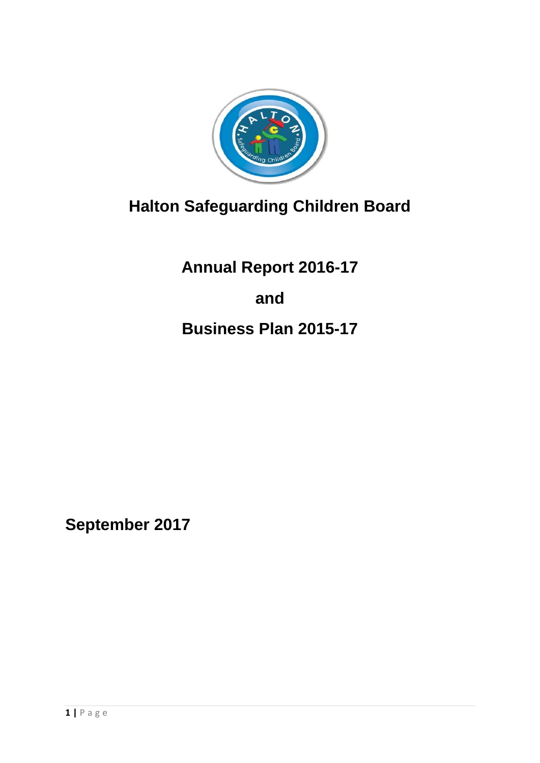# Halton Safeguarding Children Board

## Annual Report 2016-17

## and

## Business Plan 2015-17

**September 2017**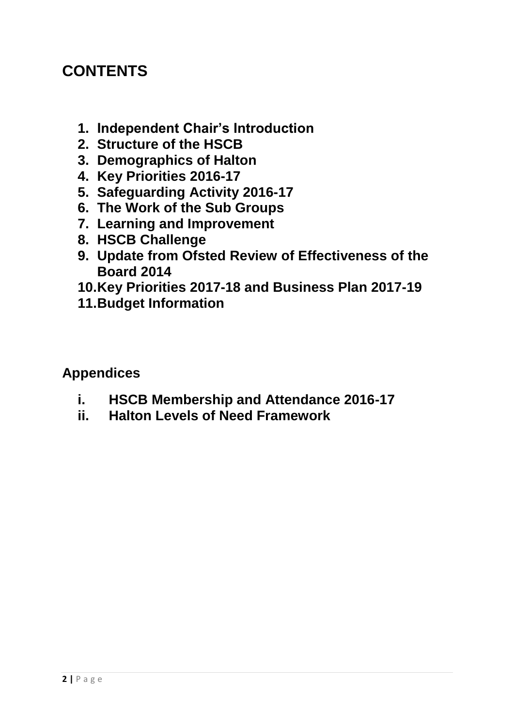# CONTENTS

1. **Independent Chair's Introduction**
2. **Structure of the HSCB**
3. **Demographics of Halton**
4. **Key Priorities 2016-17**
5. **Safeguarding Activity 2016-17**
6. **The Work of the Sub Groups**
7. **Learning and Improvement**
8. **HSCB Challenge**
9. **Update from Ofsted Review of Effectiveness of the Board 2014**
10. **Key Priorities 2017-18 and Business Plan 2017-19**
11. **Budget Information**

## Appendices

i. **HSCB Membership and Attendance 2016-17**
ii. **Halton Levels of Need Framework**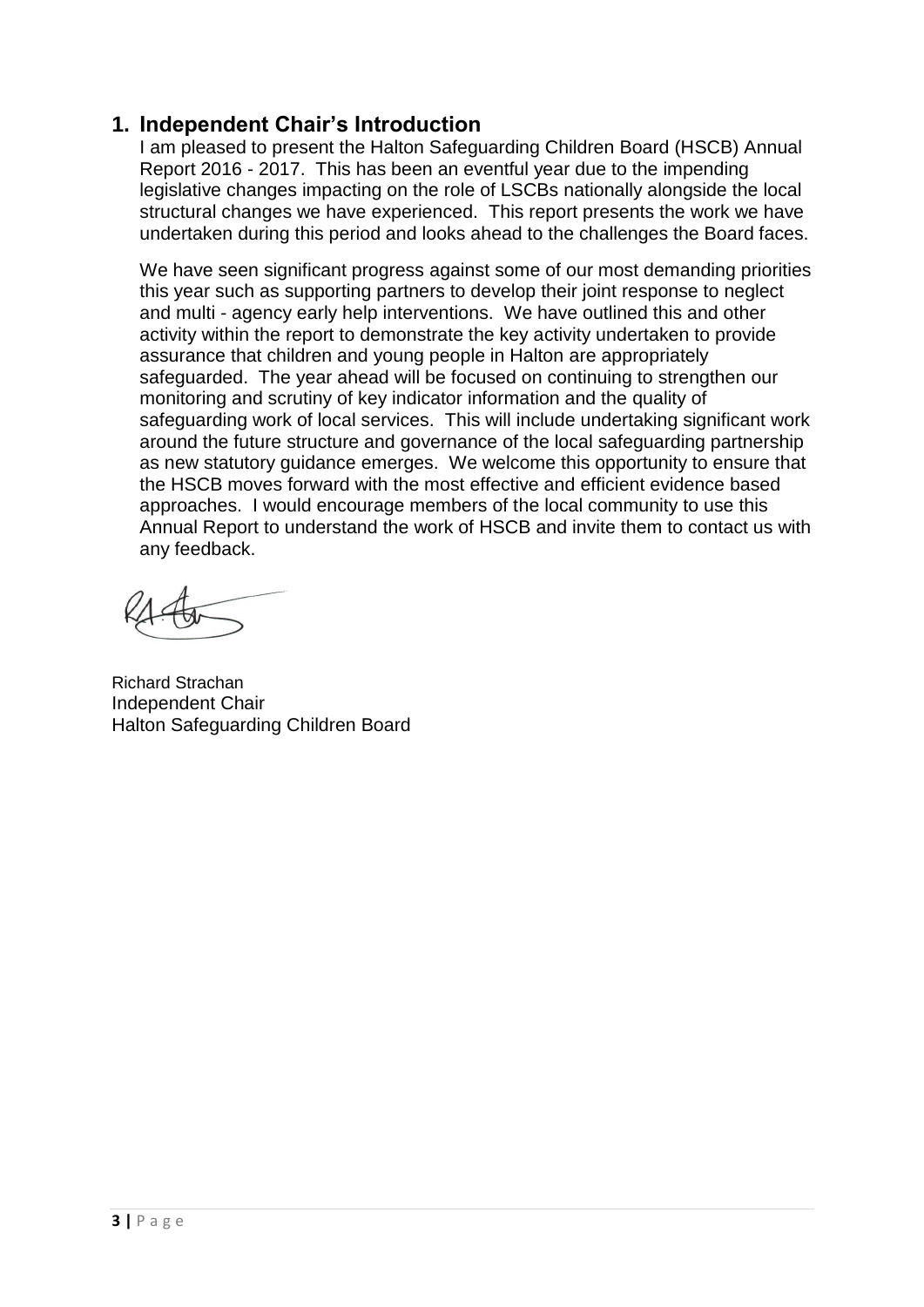## 1. Independent Chair's Introduction

I am pleased to present the Halton Safeguarding Children Board (HSCB) Annual Report 2016 - 2017. This has been an eventful year due to the impending legislative changes impacting on the role of LSCBs nationally alongside the local structural changes we have experienced. This report presents the work we have undertaken during this period and looks ahead to the challenges the Board faces.

We have seen significant progress against some of our most demanding priorities this year such as supporting partners to develop their joint response to neglect and multi - agency early help interventions. We have outlined this and other activity within the report to demonstrate the key activity undertaken to provide assurance that children and young people in Halton are appropriately safeguarded. The year ahead will be focused on continuing to strengthen our monitoring and scrutiny of key indicator information and the quality of safeguarding work of local services. This will include undertaking significant work around the future structure and governance of the local safeguarding partnership as new statutory guidance emerges. We welcome this opportunity to ensure that the HSCB moves forward with the most effective and efficient evidence based approaches. I would encourage members of the local community to use this Annual Report to understand the work of HSCB and invite them to contact us with any feedback.

Richard Strachan
Independent Chair
Halton Safeguarding Children Board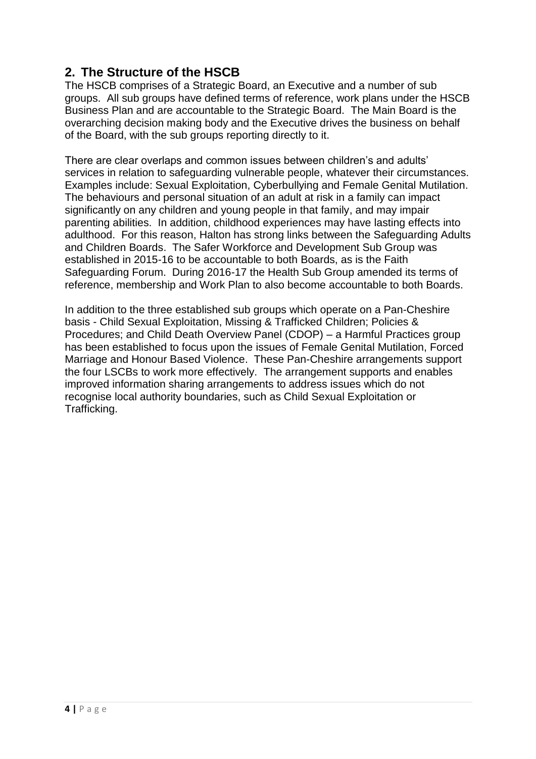## 2. The Structure of the HSCB

The HSCB comprises of a Strategic Board, an Executive and a number of sub groups. All sub groups have defined terms of reference, work plans under the HSCB Business Plan and are accountable to the Strategic Board. The Main Board is the overarching decision making body and the Executive drives the business on behalf of the Board, with the sub groups reporting directly to it.

There are clear overlaps and common issues between children's and adults' services in relation to safeguarding vulnerable people, whatever their circumstances. Examples include: Sexual Exploitation, Cyberbullying and Female Genital Mutilation. The behaviours and personal situation of an adult at risk in a family can impact significantly on any children and young people in that family, and may impair parenting abilities. In addition, childhood experiences may have lasting effects into adulthood. For this reason, Halton has strong links between the Safeguarding Adults and Children Boards. The Safer Workforce and Development Sub Group was established in 2015-16 to be accountable to both Boards, as is the Faith Safeguarding Forum. During 2016-17 the Health Sub Group amended its terms of reference, membership and Work Plan to also become accountable to both Boards.

In addition to the three established sub groups which operate on a Pan-Cheshire basis - Child Sexual Exploitation, Missing & Trafficked Children; Policies & Procedures; and Child Death Overview Panel (CDOP) – a Harmful Practices group has been established to focus upon the issues of Female Genital Mutilation, Forced Marriage and Honour Based Violence. These Pan-Cheshire arrangements support the four LSCBs to work more effectively. The arrangement supports and enables improved information sharing arrangements to address issues which do not recognise local authority boundaries, such as Child Sexual Exploitation or Trafficking.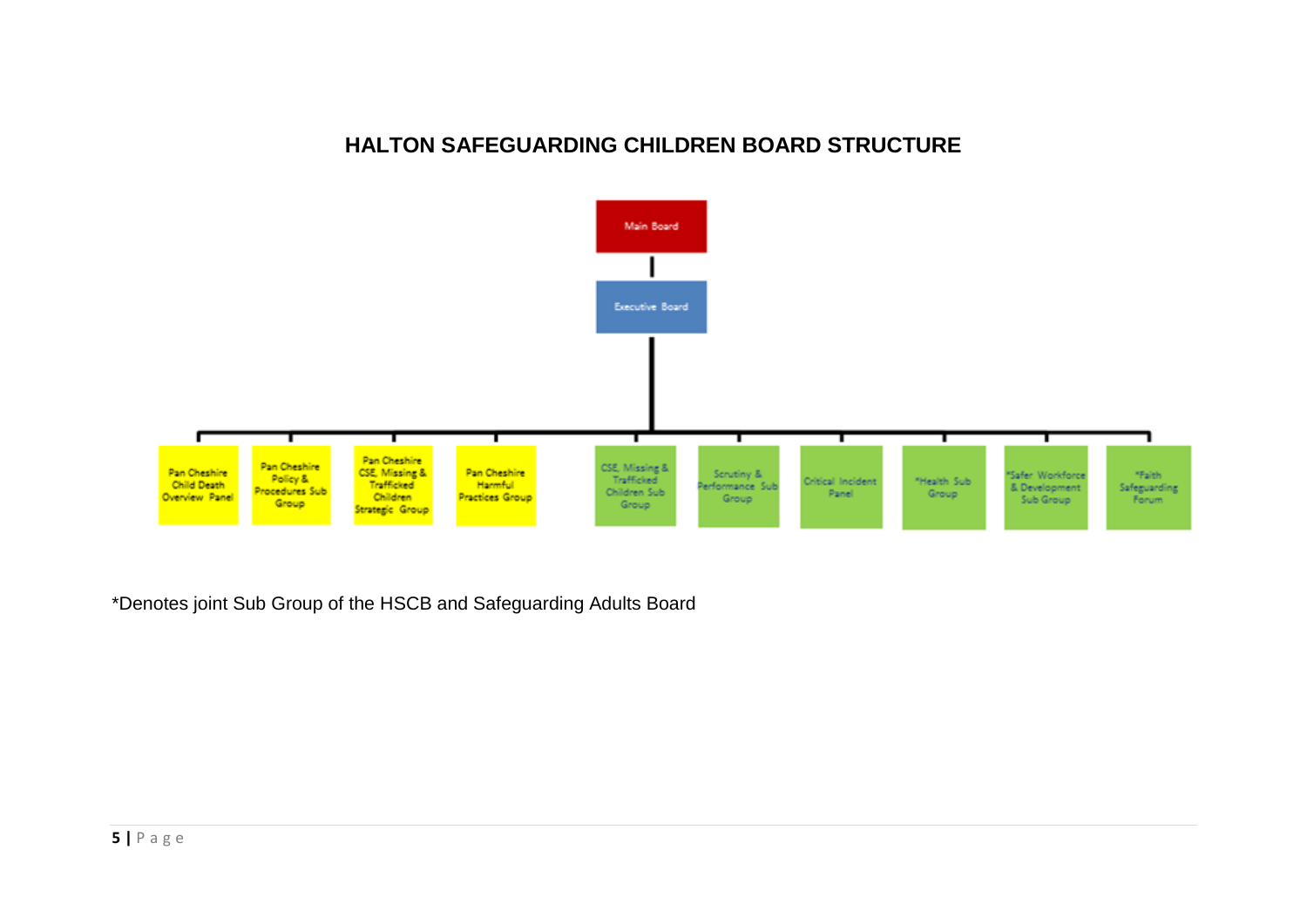# HALTON SAFEGUARDING CHILDREN BOARD STRUCTURE

- Main Board
  - Executive Board
    - Pan Cheshire Child Death Overview Panel
    - Pan Cheshire Policy & Procedures Sub Group
    - Pan Cheshire CSE, Missing & Trafficked Children Strategic Group
    - Pan Cheshire Harmful Practices Group
    - CSE, Missing & Trafficked Children Sub Group
    - Scrutiny & Performance Sub Group
    - Critical Incident Panel
    - *Health Sub Group
    - *Safer Workforce & Development Sub Group
    - *Faith Safeguarding Forum

*Denotes joint Sub Group of the HSCB and Safeguarding Adults Board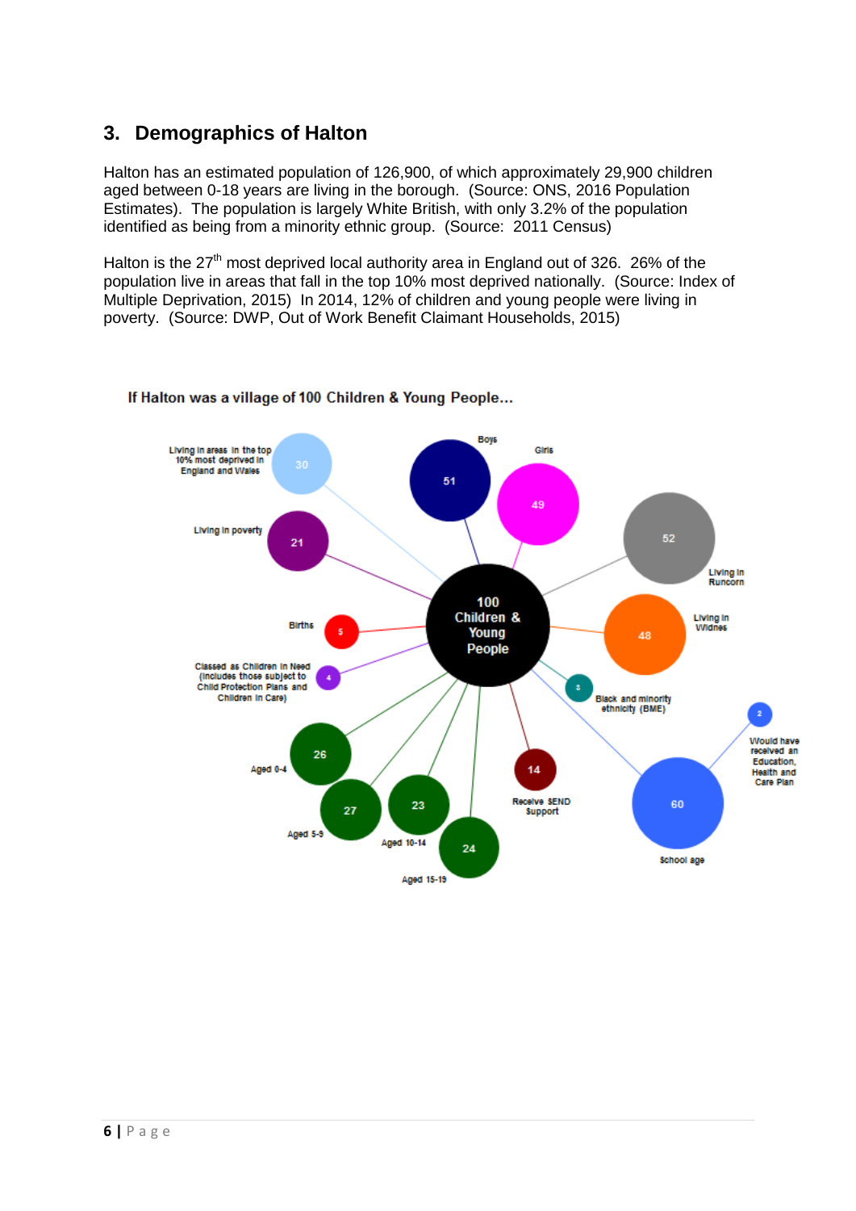## 3. Demographics of Halton

Halton has an estimated population of 126,900, of which approximately 29,900 children aged between 0-18 years are living in the borough. (Source: ONS, 2016 Population Estimates). The population is largely White British, with only 3.2% of the population identified as being from a minority ethnic group. (Source: 2011 Census)

Halton is the 27th most deprived local authority area in England out of 326. 26% of the population live in areas that fall in the top 10% most deprived nationally. (Source: Index of Multiple Deprivation, 2015) In 2014, 12% of children and young people were living in poverty. (Source: DWP, Out of Work Benefit Claimant Households, 2015)

If Halton was a village of 100 Children & Young People...

100 Children & Young People

- 30 – Living in areas in the top 10% most deprived in England and Wales
- 51 – Boys
- 49 – Girls
- 52 – Living in Runcorn
- 21 – Living in poverty
- 5 – Births
- 48 – Living in Widnes
- 4 – Classed as Children in Need (includes those subject to Child Protection Plans and Children in Care)
- 3 – Black and minority ethnicity (BME)
- 2 – Would have received an Education, Health and Care Plan
- 26 – Aged 0-4
- 14 – Receive SEND Support
- 27 – Aged 5-9
- 23 – Aged 10-14
- 60 – School age
- 24 – Aged 15-19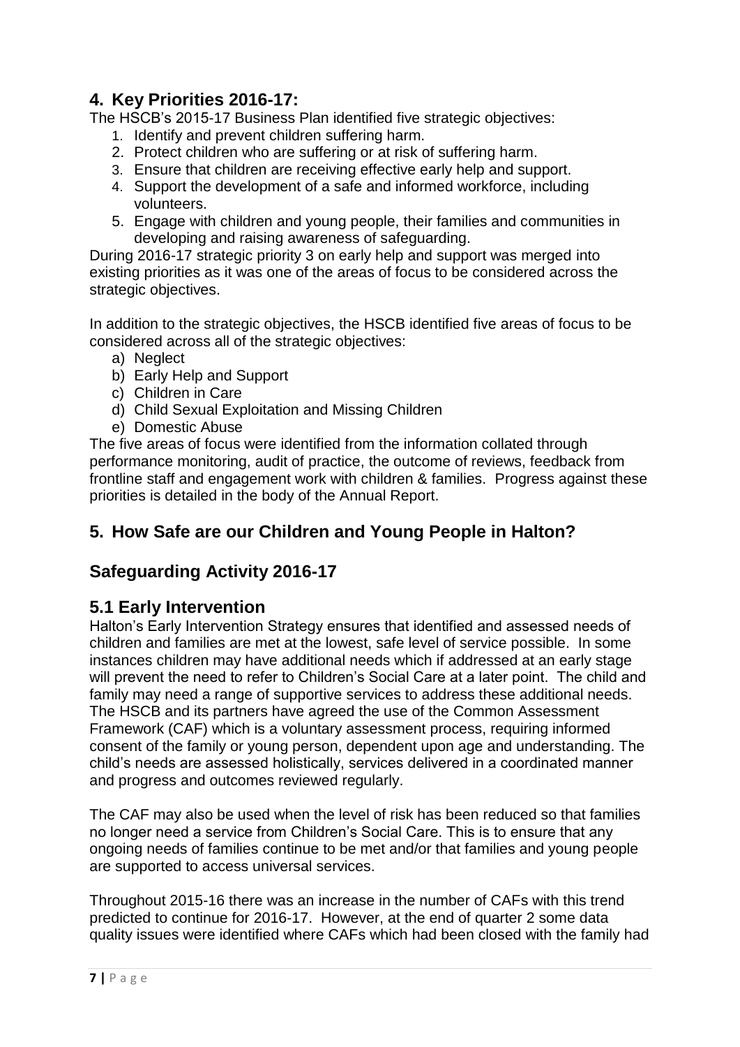## 4. Key Priorities 2016-17:

The HSCB's 2015-17 Business Plan identified five strategic objectives:

1. Identify and prevent children suffering harm.
2. Protect children who are suffering or at risk of suffering harm.
3. Ensure that children are receiving effective early help and support.
4. Support the development of a safe and informed workforce, including volunteers.
5. Engage with children and young people, their families and communities in developing and raising awareness of safeguarding.

During 2016-17 strategic priority 3 on early help and support was merged into existing priorities as it was one of the areas of focus to be considered across the strategic objectives.

In addition to the strategic objectives, the HSCB identified five areas of focus to be considered across all of the strategic objectives:

a) Neglect
b) Early Help and Support
c) Children in Care
d) Child Sexual Exploitation and Missing Children
e) Domestic Abuse

The five areas of focus were identified from the information collated through performance monitoring, audit of practice, the outcome of reviews, feedback from frontline staff and engagement work with children & families. Progress against these priorities is detailed in the body of the Annual Report.

## 5. How Safe are our Children and Young People in Halton?

## Safeguarding Activity 2016-17

### 5.1 Early Intervention

Halton's Early Intervention Strategy ensures that identified and assessed needs of children and families are met at the lowest, safe level of service possible. In some instances children may have additional needs which if addressed at an early stage will prevent the need to refer to Children's Social Care at a later point. The child and family may need a range of supportive services to address these additional needs. The HSCB and its partners have agreed the use of the Common Assessment Framework (CAF) which is a voluntary assessment process, requiring informed consent of the family or young person, dependent upon age and understanding. The child's needs are assessed holistically, services delivered in a coordinated manner and progress and outcomes reviewed regularly.

The CAF may also be used when the level of risk has been reduced so that families no longer need a service from Children's Social Care. This is to ensure that any ongoing needs of families continue to be met and/or that families and young people are supported to access universal services.

Throughout 2015-16 there was an increase in the number of CAFs with this trend predicted to continue for 2016-17. However, at the end of quarter 2 some data quality issues were identified where CAFs which had been closed with the family had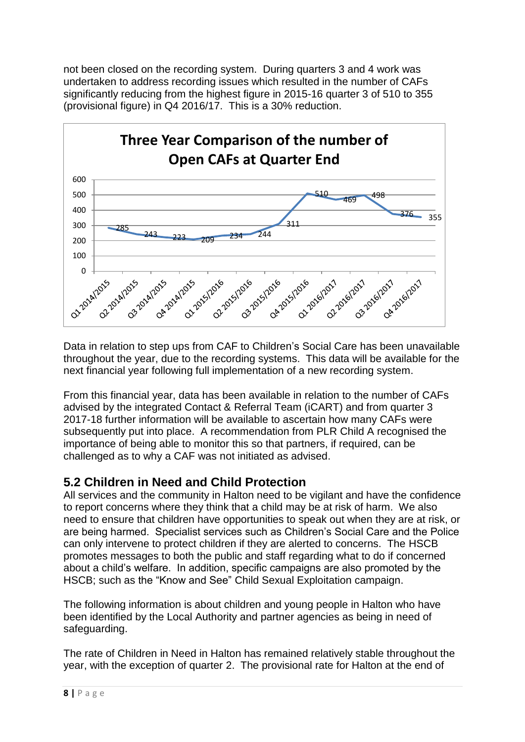not been closed on the recording system. During quarters 3 and 4 work was undertaken to address recording issues which resulted in the number of CAFs significantly reducing from the highest figure in 2015-16 quarter 3 of 510 to 355 (provisional figure) in Q4 2016/17. This is a 30% reduction.

**Three Year Comparison of the number of Open CAFs at Quarter End**

| Quarter | Open CAFs |
| --- | --- |
| Q1 2014/2015 | 285 |
| Q2 2014/2015 | 243 |
| Q3 2014/2015 | 223 |
| Q4 2014/2015 | 209 |
| Q1 2015/2016 | 234 |
| Q2 2015/2016 | 244 |
| Q3 2015/2016 | 311 |
| Q4 2015/2016 | 510 |
| Q1 2016/2017 | 469 |
| Q2 2016/2017 | 498 |
| Q3 2016/2017 | 376 |
| Q4 2016/2017 | 355 |

Data in relation to step ups from CAF to Children's Social Care has been unavailable throughout the year, due to the recording systems. This data will be available for the next financial year following full implementation of a new recording system.

From this financial year, data has been available in relation to the number of CAFs advised by the integrated Contact & Referral Team (iCART) and from quarter 3 2017-18 further information will be available to ascertain how many CAFs were subsequently put into place. A recommendation from PLR Child A recognised the importance of being able to monitor this so that partners, if required, can be challenged as to why a CAF was not initiated as advised.

## 5.2 Children in Need and Child Protection

All services and the community in Halton need to be vigilant and have the confidence to report concerns where they think that a child may be at risk of harm. We also need to ensure that children have opportunities to speak out when they are at risk, or are being harmed. Specialist services such as Children's Social Care and the Police can only intervene to protect children if they are alerted to concerns. The HSCB promotes messages to both the public and staff regarding what to do if concerned about a child's welfare. In addition, specific campaigns are also promoted by the HSCB; such as the "Know and See" Child Sexual Exploitation campaign.

The following information is about children and young people in Halton who have been identified by the Local Authority and partner agencies as being in need of safeguarding.

The rate of Children in Need in Halton has remained relatively stable throughout the year, with the exception of quarter 2. The provisional rate for Halton at the end of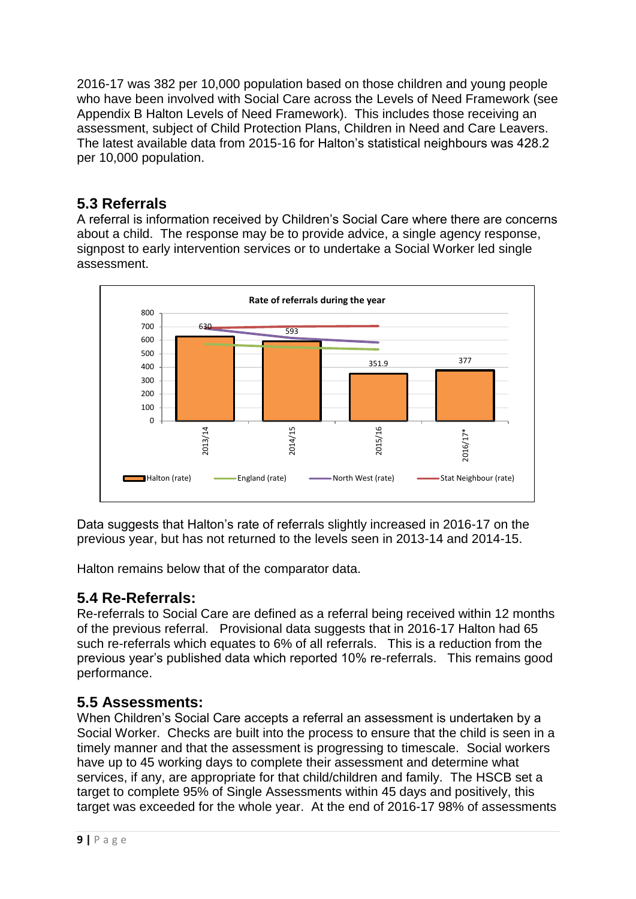2016-17 was 382 per 10,000 population based on those children and young people who have been involved with Social Care across the Levels of Need Framework (see Appendix B Halton Levels of Need Framework). This includes those receiving an assessment, subject of Child Protection Plans, Children in Need and Care Leavers. The latest available data from 2015-16 for Halton's statistical neighbours was 428.2 per 10,000 population.

## 5.3 Referrals

A referral is information received by Children's Social Care where there are concerns about a child. The response may be to provide advice, a single agency response, signpost to early intervention services or to undertake a Social Worker led single assessment.

**Rate of referrals during the year**

Data suggests that Halton's rate of referrals slightly increased in 2016-17 on the previous year, but has not returned to the levels seen in 2013-14 and 2014-15.

Halton remains below that of the comparator data.

## 5.4 Re-Referrals:

Re-referrals to Social Care are defined as a referral being received within 12 months of the previous referral. Provisional data suggests that in 2016-17 Halton had 65 such re-referrals which equates to 6% of all referrals. This is a reduction from the previous year's published data which reported 10% re-referrals. This remains good performance.

## 5.5 Assessments:

When Children's Social Care accepts a referral an assessment is undertaken by a Social Worker. Checks are built into the process to ensure that the child is seen in a timely manner and that the assessment is progressing to timescale. Social workers have up to 45 working days to complete their assessment and determine what services, if any, are appropriate for that child/children and family. The HSCB set a target to complete 95% of Single Assessments within 45 days and positively, this target was exceeded for the whole year. At the end of 2016-17 98% of assessments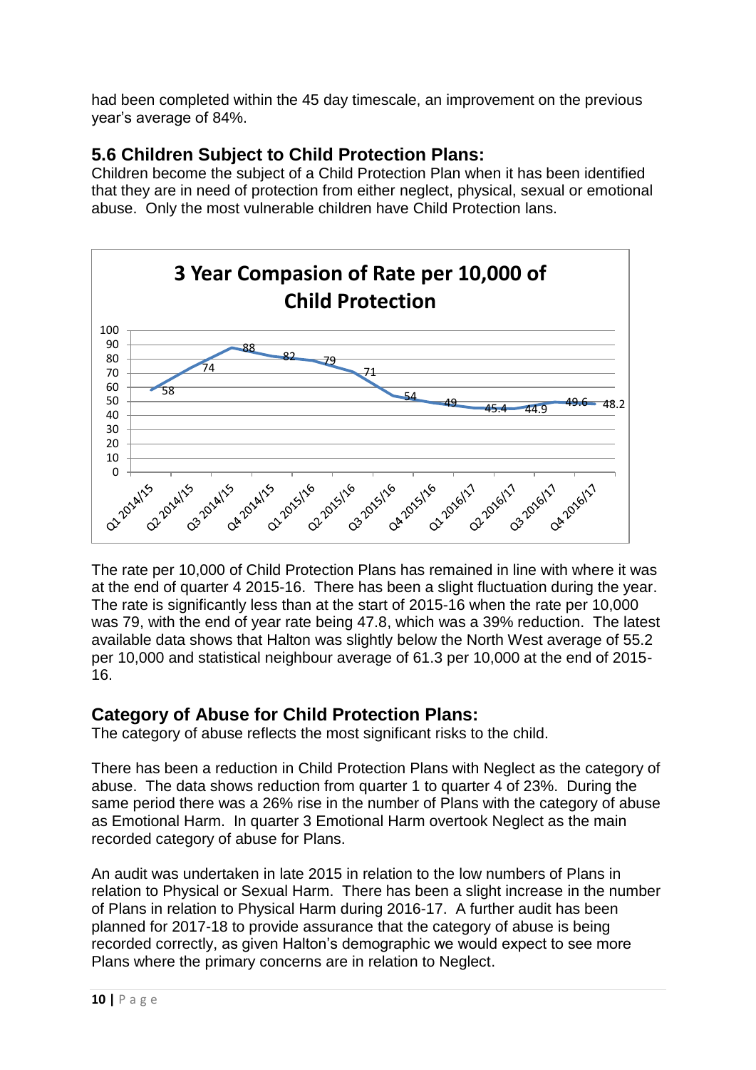had been completed within the 45 day timescale, an improvement on the previous year's average of 84%.

## 5.6 Children Subject to Child Protection Plans:

Children become the subject of a Child Protection Plan when it has been identified that they are in need of protection from either neglect, physical, sexual or emotional abuse. Only the most vulnerable children have Child Protection lans.

**3 Year Compasion of Rate per 10,000 of Child Protection**

| Quarter | Rate per 10,000 |
|---|---|
| Q1 2014/15 | 58 |
| Q2 2014/15 | 74 |
| Q3 2014/15 | 88 |
| Q4 2014/15 | 82 |
| Q1 2015/16 | 79 |
| Q2 2015/16 | 71 |
| Q3 2015/16 | 54 |
| Q4 2015/16 | 49 |
| Q1 2016/17 | 45.4 |
| Q2 2016/17 | 44.9 |
| Q3 2016/17 | 49.6 |
| Q4 2016/17 | 48.2 |

The rate per 10,000 of Child Protection Plans has remained in line with where it was at the end of quarter 4 2015-16. There has been a slight fluctuation during the year. The rate is significantly less than at the start of 2015-16 when the rate per 10,000 was 79, with the end of year rate being 47.8, which was a 39% reduction. The latest available data shows that Halton was slightly below the North West average of 55.2 per 10,000 and statistical neighbour average of 61.3 per 10,000 at the end of 2015-16.

## Category of Abuse for Child Protection Plans:

The category of abuse reflects the most significant risks to the child.

There has been a reduction in Child Protection Plans with Neglect as the category of abuse. The data shows reduction from quarter 1 to quarter 4 of 23%. During the same period there was a 26% rise in the number of Plans with the category of abuse as Emotional Harm. In quarter 3 Emotional Harm overtook Neglect as the main recorded category of abuse for Plans.

An audit was undertaken in late 2015 in relation to the low numbers of Plans in relation to Physical or Sexual Harm. There has been a slight increase in the number of Plans in relation to Physical Harm during 2016-17. A further audit has been planned for 2017-18 to provide assurance that the category of abuse is being recorded correctly, as given Halton's demographic we would expect to see more Plans where the primary concerns are in relation to Neglect.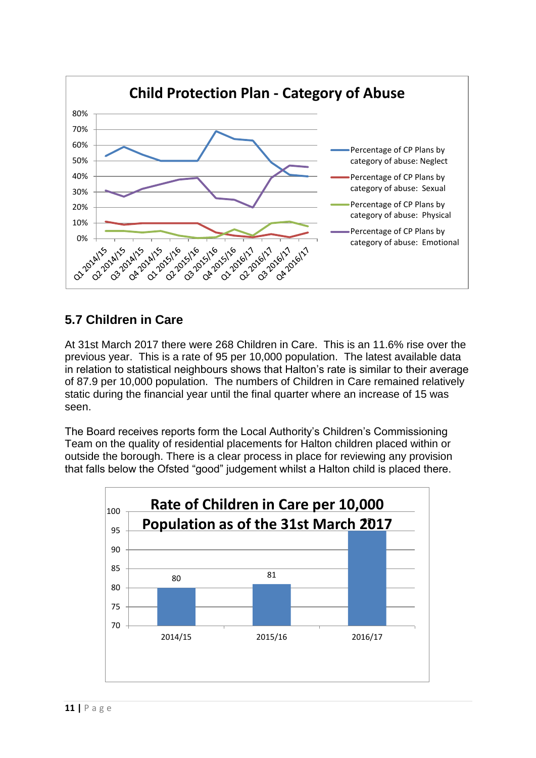**Child Protection Plan - Category of Abuse**

## 5.7 Children in Care

At 31st March 2017 there were 268 Children in Care. This is an 11.6% rise over the previous year. This is a rate of 95 per 10,000 population. The latest available data in relation to statistical neighbours shows that Halton's rate is similar to their average of 87.9 per 10,000 population. The numbers of Children in Care remained relatively static during the financial year until the final quarter where an increase of 15 was seen.

The Board receives reports form the Local Authority's Children's Commissioning Team on the quality of residential placements for Halton children placed within or outside the borough. There is a clear process in place for reviewing any provision that falls below the Ofsted "good" judgement whilst a Halton child is placed there.

**Rate of Children in Care per 10,000 Population as of the 31st March 2017**

| Year | Rate |
|---|---|
| 2014/15 | 80 |
| 2015/16 | 81 |
| 2016/17 | 95 |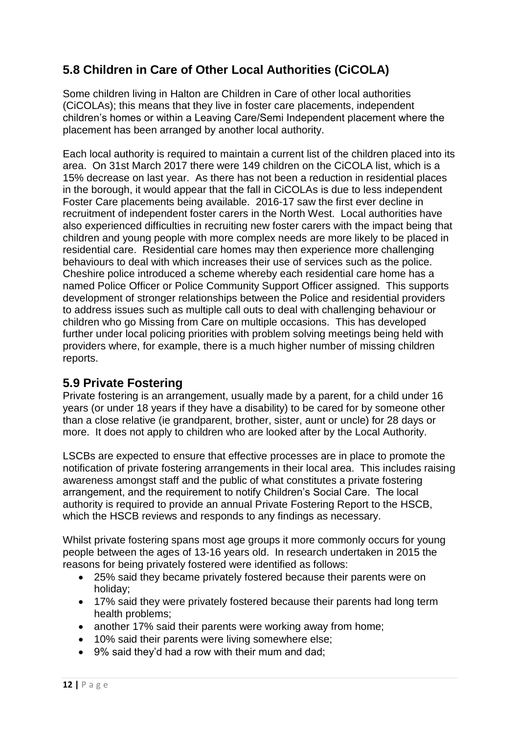## 5.8 Children in Care of Other Local Authorities (CiCOLA)

Some children living in Halton are Children in Care of other local authorities (CiCOLAs); this means that they live in foster care placements, independent children's homes or within a Leaving Care/Semi Independent placement where the placement has been arranged by another local authority.

Each local authority is required to maintain a current list of the children placed into its area. On 31st March 2017 there were 149 children on the CiCOLA list, which is a 15% decrease on last year. As there has not been a reduction in residential places in the borough, it would appear that the fall in CiCOLAs is due to less independent Foster Care placements being available. 2016-17 saw the first ever decline in recruitment of independent foster carers in the North West. Local authorities have also experienced difficulties in recruiting new foster carers with the impact being that children and young people with more complex needs are more likely to be placed in residential care. Residential care homes may then experience more challenging behaviours to deal with which increases their use of services such as the police. Cheshire police introduced a scheme whereby each residential care home has a named Police Officer or Police Community Support Officer assigned. This supports development of stronger relationships between the Police and residential providers to address issues such as multiple call outs to deal with challenging behaviour or children who go Missing from Care on multiple occasions. This has developed further under local policing priorities with problem solving meetings being held with providers where, for example, there is a much higher number of missing children reports.

## 5.9 Private Fostering

Private fostering is an arrangement, usually made by a parent, for a child under 16 years (or under 18 years if they have a disability) to be cared for by someone other than a close relative (ie grandparent, brother, sister, aunt or uncle) for 28 days or more. It does not apply to children who are looked after by the Local Authority.

LSCBs are expected to ensure that effective processes are in place to promote the notification of private fostering arrangements in their local area. This includes raising awareness amongst staff and the public of what constitutes a private fostering arrangement, and the requirement to notify Children's Social Care. The local authority is required to provide an annual Private Fostering Report to the HSCB, which the HSCB reviews and responds to any findings as necessary.

Whilst private fostering spans most age groups it more commonly occurs for young people between the ages of 13-16 years old. In research undertaken in 2015 the reasons for being privately fostered were identified as follows:

- 25% said they became privately fostered because their parents were on holiday;
- 17% said they were privately fostered because their parents had long term health problems;
- another 17% said their parents were working away from home;
- 10% said their parents were living somewhere else;
- 9% said they'd had a row with their mum and dad;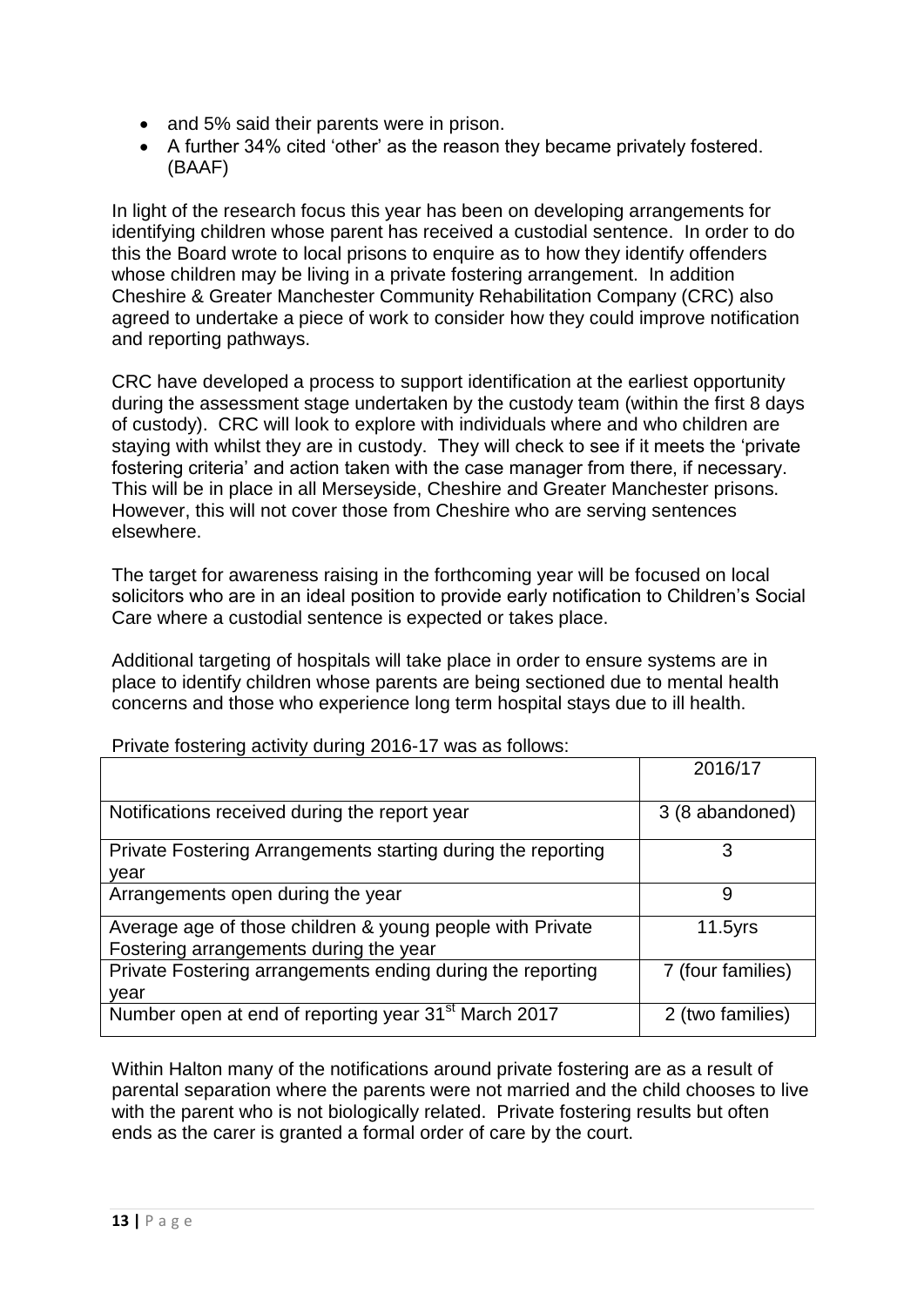- and 5% said their parents were in prison.
- A further 34% cited 'other' as the reason they became privately fostered. (BAAF)

In light of the research focus this year has been on developing arrangements for identifying children whose parent has received a custodial sentence. In order to do this the Board wrote to local prisons to enquire as to how they identify offenders whose children may be living in a private fostering arrangement. In addition Cheshire & Greater Manchester Community Rehabilitation Company (CRC) also agreed to undertake a piece of work to consider how they could improve notification and reporting pathways.

CRC have developed a process to support identification at the earliest opportunity during the assessment stage undertaken by the custody team (within the first 8 days of custody). CRC will look to explore with individuals where and who children are staying with whilst they are in custody. They will check to see if it meets the 'private fostering criteria' and action taken with the case manager from there, if necessary. This will be in place in all Merseyside, Cheshire and Greater Manchester prisons. However, this will not cover those from Cheshire who are serving sentences elsewhere.

The target for awareness raising in the forthcoming year will be focused on local solicitors who are in an ideal position to provide early notification to Children's Social Care where a custodial sentence is expected or takes place.

Additional targeting of hospitals will take place in order to ensure systems are in place to identify children whose parents are being sectioned due to mental health concerns and those who experience long term hospital stays due to ill health.

Private fostering activity during 2016-17 was as follows:

| | 2016/17 |
|---|---|
| Notifications received during the report year | 3 (8 abandoned) |
| Private Fostering Arrangements starting during the reporting year | 3 |
| Arrangements open during the year | 9 |
| Average age of those children & young people with Private Fostering arrangements during the year | 11.5yrs |
| Private Fostering arrangements ending during the reporting year | 7 (four families) |
| Number open at end of reporting year 31st March 2017 | 2 (two families) |

Within Halton many of the notifications around private fostering are as a result of parental separation where the parents were not married and the child chooses to live with the parent who is not biologically related. Private fostering results but often ends as the carer is granted a formal order of care by the court.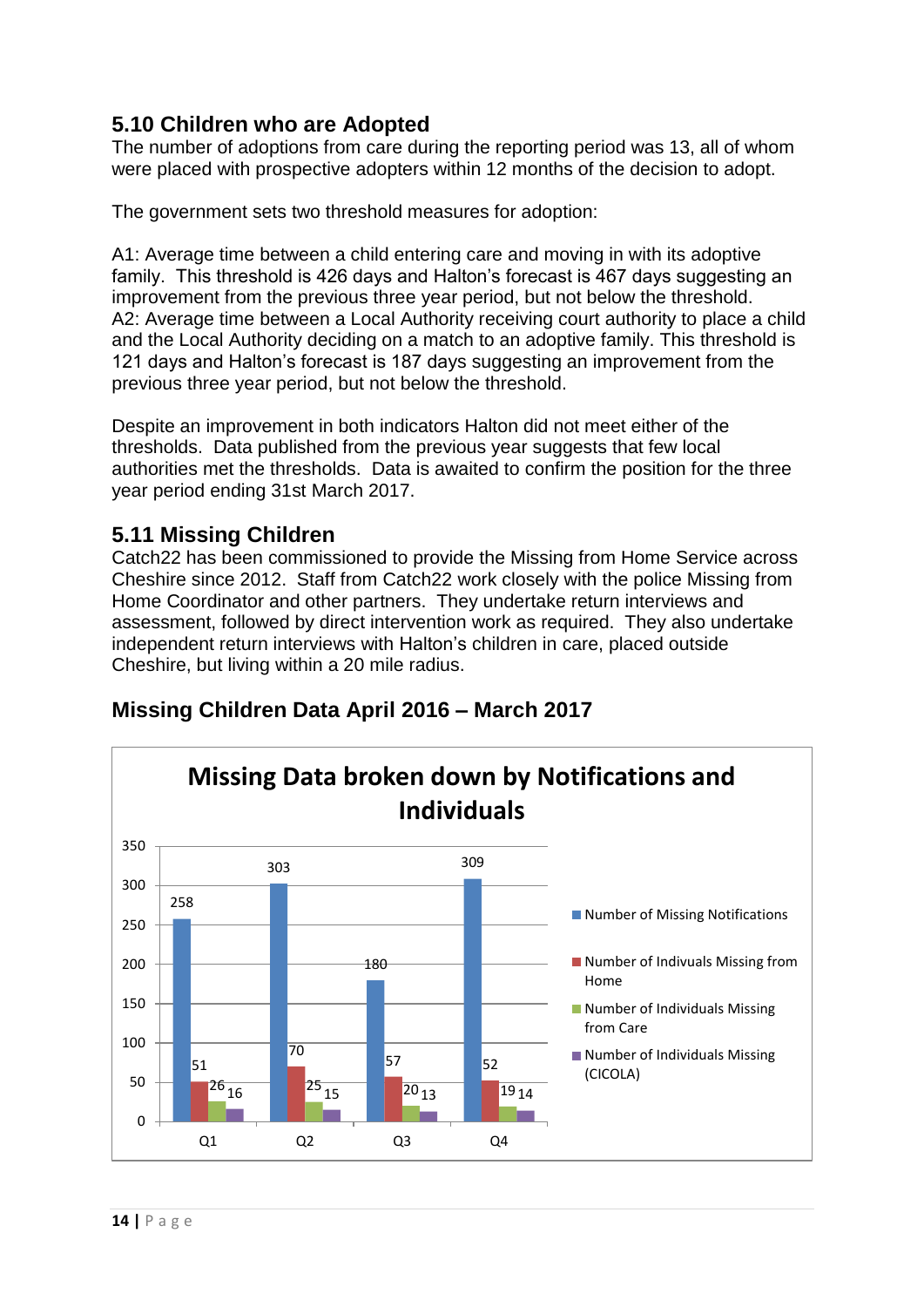### 5.10 Children who are Adopted

The number of adoptions from care during the reporting period was 13, all of whom were placed with prospective adopters within 12 months of the decision to adopt.

The government sets two threshold measures for adoption:

A1: Average time between a child entering care and moving in with its adoptive family. This threshold is 426 days and Halton's forecast is 467 days suggesting an improvement from the previous three year period, but not below the threshold.
A2: Average time between a Local Authority receiving court authority to place a child and the Local Authority deciding on a match to an adoptive family. This threshold is 121 days and Halton's forecast is 187 days suggesting an improvement from the previous three year period, but not below the threshold.

Despite an improvement in both indicators Halton did not meet either of the thresholds. Data published from the previous year suggests that few local authorities met the thresholds. Data is awaited to confirm the position for the three year period ending 31st March 2017.

### 5.11 Missing Children

Catch22 has been commissioned to provide the Missing from Home Service across Cheshire since 2012. Staff from Catch22 work closely with the police Missing from Home Coordinator and other partners. They undertake return interviews and assessment, followed by direct intervention work as required. They also undertake independent return interviews with Halton's children in care, placed outside Cheshire, but living within a 20 mile radius.

### Missing Children Data April 2016 – March 2017

**Missing Data broken down by Notifications and Individuals**

| | Q1 | Q2 | Q3 | Q4 |
|---|---|---|---|---|
| Number of Missing Notifications | 258 | 303 | 180 | 309 |
| Number of Indivuals Missing from Home | 51 | 70 | 57 | 52 |
| Number of Individuals Missing from Care | 26 | 25 | 20 | 19 |
| Number of Individuals Missing (CICOLA) | 16 | 15 | 13 | 14 |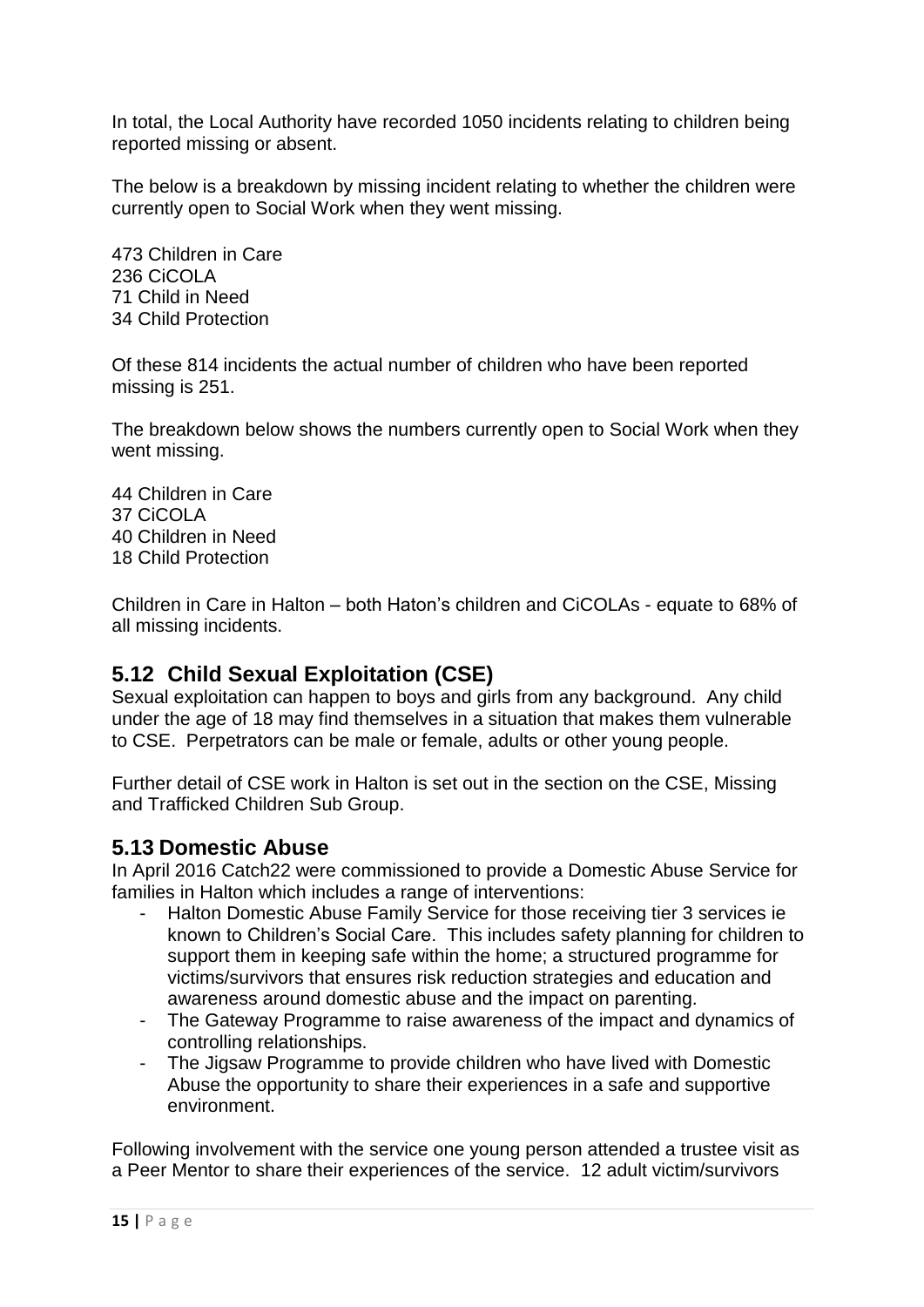In total, the Local Authority have recorded 1050 incidents relating to children being reported missing or absent.

The below is a breakdown by missing incident relating to whether the children were currently open to Social Work when they went missing.

473 Children in Care
236 CiCOLA
71 Child in Need
34 Child Protection

Of these 814 incidents the actual number of children who have been reported missing is 251.

The breakdown below shows the numbers currently open to Social Work when they went missing.

44 Children in Care
37 CiCOLA
40 Children in Need
18 Child Protection

Children in Care in Halton – both Haton's children and CiCOLAs - equate to 68% of all missing incidents.

## 5.12 Child Sexual Exploitation (CSE)

Sexual exploitation can happen to boys and girls from any background. Any child under the age of 18 may find themselves in a situation that makes them vulnerable to CSE. Perpetrators can be male or female, adults or other young people.

Further detail of CSE work in Halton is set out in the section on the CSE, Missing and Trafficked Children Sub Group.

## 5.13 Domestic Abuse

In April 2016 Catch22 were commissioned to provide a Domestic Abuse Service for families in Halton which includes a range of interventions:

- Halton Domestic Abuse Family Service for those receiving tier 3 services ie known to Children's Social Care. This includes safety planning for children to support them in keeping safe within the home; a structured programme for victims/survivors that ensures risk reduction strategies and education and awareness around domestic abuse and the impact on parenting.
- The Gateway Programme to raise awareness of the impact and dynamics of controlling relationships.
- The Jigsaw Programme to provide children who have lived with Domestic Abuse the opportunity to share their experiences in a safe and supportive environment.

Following involvement with the service one young person attended a trustee visit as a Peer Mentor to share their experiences of the service. 12 adult victim/survivors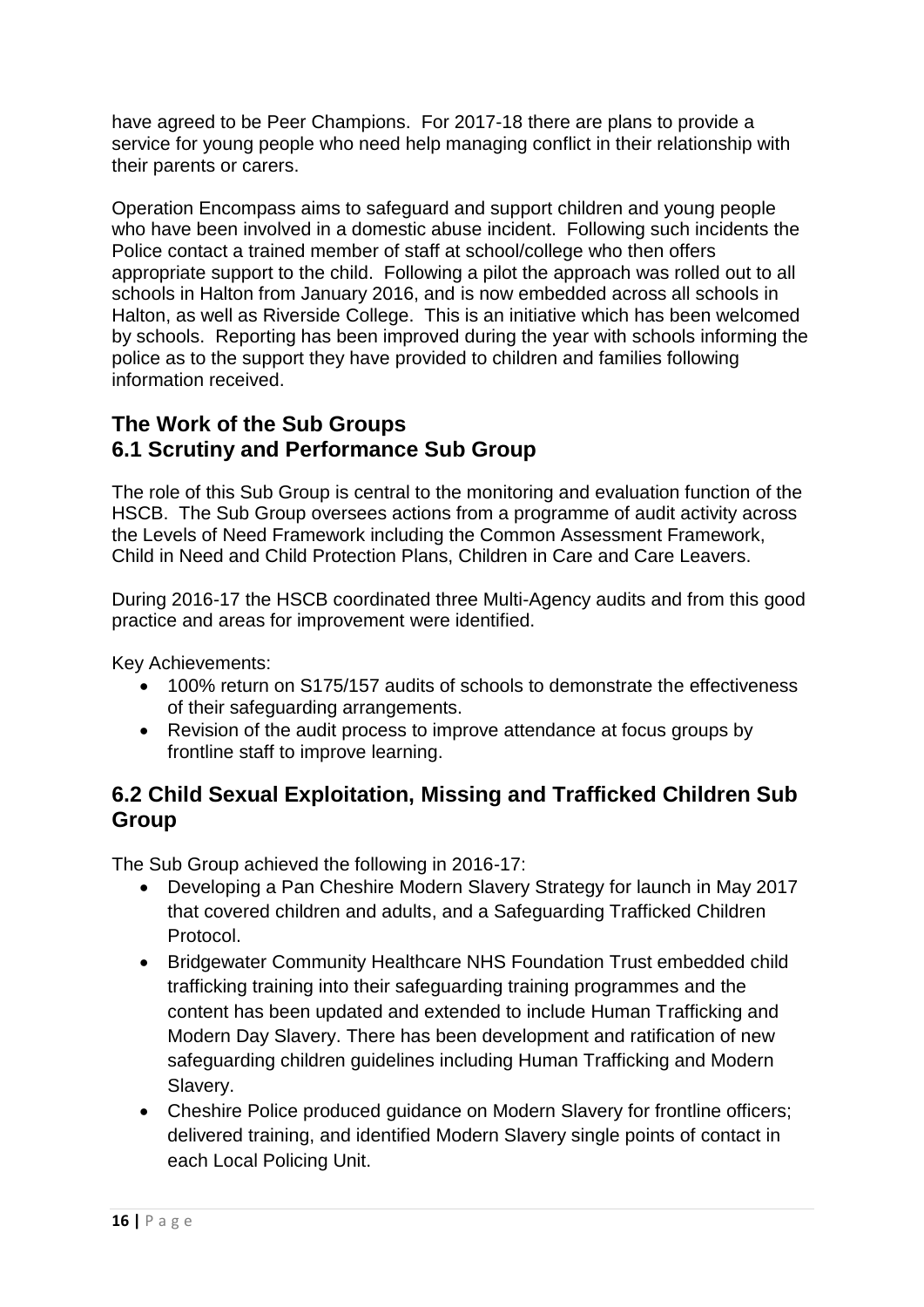have agreed to be Peer Champions. For 2017-18 there are plans to provide a service for young people who need help managing conflict in their relationship with their parents or carers.

Operation Encompass aims to safeguard and support children and young people who have been involved in a domestic abuse incident. Following such incidents the Police contact a trained member of staff at school/college who then offers appropriate support to the child. Following a pilot the approach was rolled out to all schools in Halton from January 2016, and is now embedded across all schools in Halton, as well as Riverside College. This is an initiative which has been welcomed by schools. Reporting has been improved during the year with schools informing the police as to the support they have provided to children and families following information received.

## The Work of the Sub Groups
## 6.1 Scrutiny and Performance Sub Group

The role of this Sub Group is central to the monitoring and evaluation function of the HSCB. The Sub Group oversees actions from a programme of audit activity across the Levels of Need Framework including the Common Assessment Framework, Child in Need and Child Protection Plans, Children in Care and Care Leavers.

During 2016-17 the HSCB coordinated three Multi-Agency audits and from this good practice and areas for improvement were identified.

Key Achievements:

- 100% return on S175/157 audits of schools to demonstrate the effectiveness of their safeguarding arrangements.
- Revision of the audit process to improve attendance at focus groups by frontline staff to improve learning.

## 6.2 Child Sexual Exploitation, Missing and Trafficked Children Sub Group

The Sub Group achieved the following in 2016-17:

- Developing a Pan Cheshire Modern Slavery Strategy for launch in May 2017 that covered children and adults, and a Safeguarding Trafficked Children Protocol.
- Bridgewater Community Healthcare NHS Foundation Trust embedded child trafficking training into their safeguarding training programmes and the content has been updated and extended to include Human Trafficking and Modern Day Slavery. There has been development and ratification of new safeguarding children guidelines including Human Trafficking and Modern Slavery.
- Cheshire Police produced guidance on Modern Slavery for frontline officers; delivered training, and identified Modern Slavery single points of contact in each Local Policing Unit.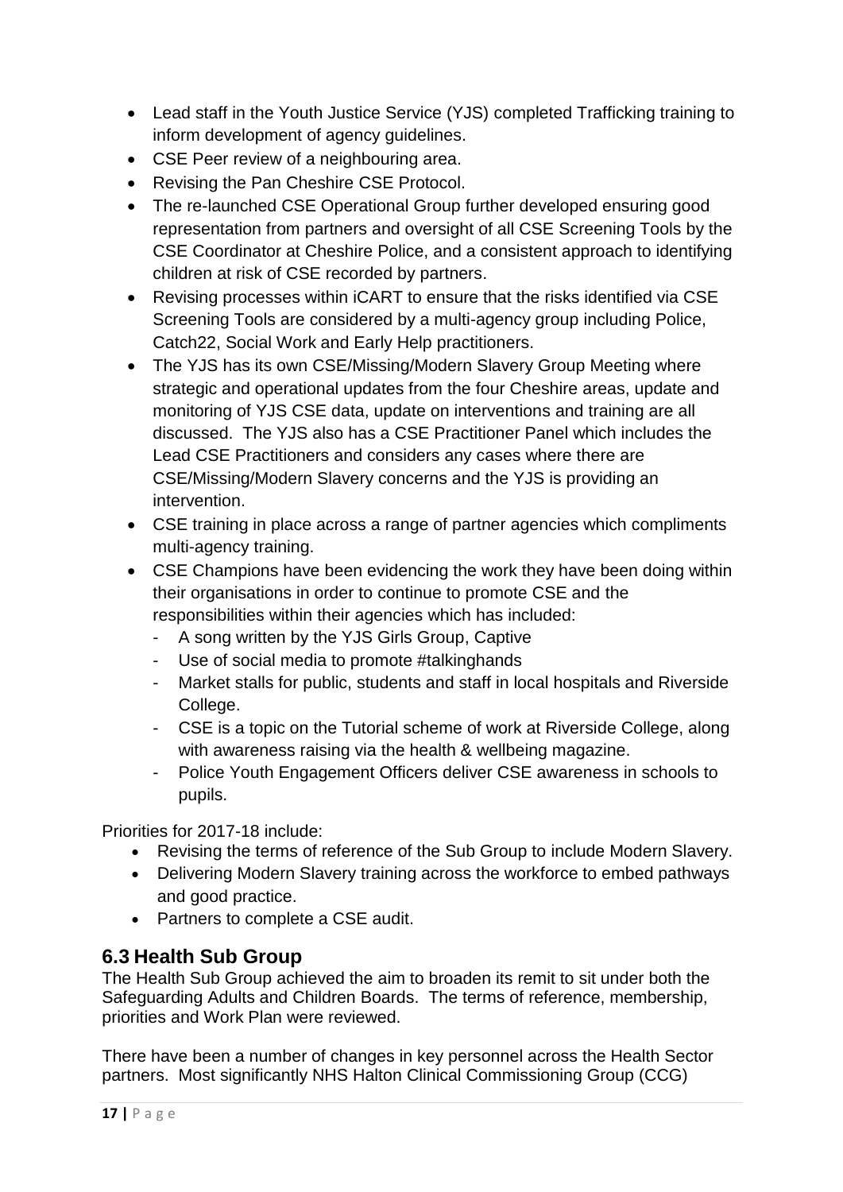- Lead staff in the Youth Justice Service (YJS) completed Trafficking training to inform development of agency guidelines.
- CSE Peer review of a neighbouring area.
- Revising the Pan Cheshire CSE Protocol.
- The re-launched CSE Operational Group further developed ensuring good representation from partners and oversight of all CSE Screening Tools by the CSE Coordinator at Cheshire Police, and a consistent approach to identifying children at risk of CSE recorded by partners.
- Revising processes within iCART to ensure that the risks identified via CSE Screening Tools are considered by a multi-agency group including Police, Catch22, Social Work and Early Help practitioners.
- The YJS has its own CSE/Missing/Modern Slavery Group Meeting where strategic and operational updates from the four Cheshire areas, update and monitoring of YJS CSE data, update on interventions and training are all discussed. The YJS also has a CSE Practitioner Panel which includes the Lead CSE Practitioners and considers any cases where there are CSE/Missing/Modern Slavery concerns and the YJS is providing an intervention.
- CSE training in place across a range of partner agencies which compliments multi-agency training.
- CSE Champions have been evidencing the work they have been doing within their organisations in order to continue to promote CSE and the responsibilities within their agencies which has included:
  - A song written by the YJS Girls Group, Captive
  - Use of social media to promote #talkinghands
  - Market stalls for public, students and staff in local hospitals and Riverside College.
  - CSE is a topic on the Tutorial scheme of work at Riverside College, along with awareness raising via the health & wellbeing magazine.
  - Police Youth Engagement Officers deliver CSE awareness in schools to pupils.

Priorities for 2017-18 include:

- Revising the terms of reference of the Sub Group to include Modern Slavery.
- Delivering Modern Slavery training across the workforce to embed pathways and good practice.
- Partners to complete a CSE audit.

## 6.3 Health Sub Group

The Health Sub Group achieved the aim to broaden its remit to sit under both the Safeguarding Adults and Children Boards. The terms of reference, membership, priorities and Work Plan were reviewed.

There have been a number of changes in key personnel across the Health Sector partners. Most significantly NHS Halton Clinical Commissioning Group (CCG)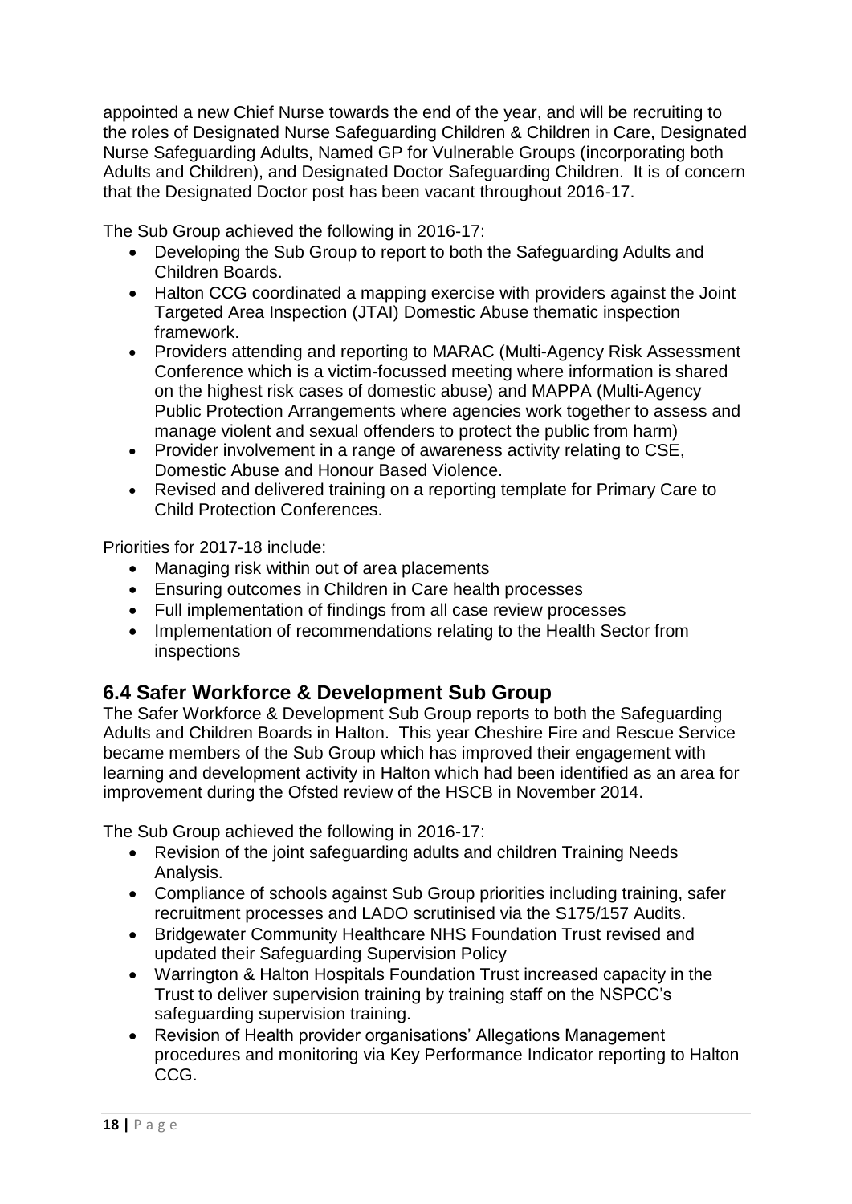appointed a new Chief Nurse towards the end of the year, and will be recruiting to the roles of Designated Nurse Safeguarding Children & Children in Care, Designated Nurse Safeguarding Adults, Named GP for Vulnerable Groups (incorporating both Adults and Children), and Designated Doctor Safeguarding Children. It is of concern that the Designated Doctor post has been vacant throughout 2016-17.

The Sub Group achieved the following in 2016-17:

- Developing the Sub Group to report to both the Safeguarding Adults and Children Boards.
- Halton CCG coordinated a mapping exercise with providers against the Joint Targeted Area Inspection (JTAI) Domestic Abuse thematic inspection framework.
- Providers attending and reporting to MARAC (Multi-Agency Risk Assessment Conference which is a victim-focussed meeting where information is shared on the highest risk cases of domestic abuse) and MAPPA (Multi-Agency Public Protection Arrangements where agencies work together to assess and manage violent and sexual offenders to protect the public from harm)
- Provider involvement in a range of awareness activity relating to CSE, Domestic Abuse and Honour Based Violence.
- Revised and delivered training on a reporting template for Primary Care to Child Protection Conferences.

Priorities for 2017-18 include:

- Managing risk within out of area placements
- Ensuring outcomes in Children in Care health processes
- Full implementation of findings from all case review processes
- Implementation of recommendations relating to the Health Sector from inspections

## 6.4 Safer Workforce & Development Sub Group

The Safer Workforce & Development Sub Group reports to both the Safeguarding Adults and Children Boards in Halton. This year Cheshire Fire and Rescue Service became members of the Sub Group which has improved their engagement with learning and development activity in Halton which had been identified as an area for improvement during the Ofsted review of the HSCB in November 2014.

The Sub Group achieved the following in 2016-17:

- Revision of the joint safeguarding adults and children Training Needs Analysis.
- Compliance of schools against Sub Group priorities including training, safer recruitment processes and LADO scrutinised via the S175/157 Audits.
- Bridgewater Community Healthcare NHS Foundation Trust revised and updated their Safeguarding Supervision Policy
- Warrington & Halton Hospitals Foundation Trust increased capacity in the Trust to deliver supervision training by training staff on the NSPCC's safeguarding supervision training.
- Revision of Health provider organisations' Allegations Management procedures and monitoring via Key Performance Indicator reporting to Halton CCG.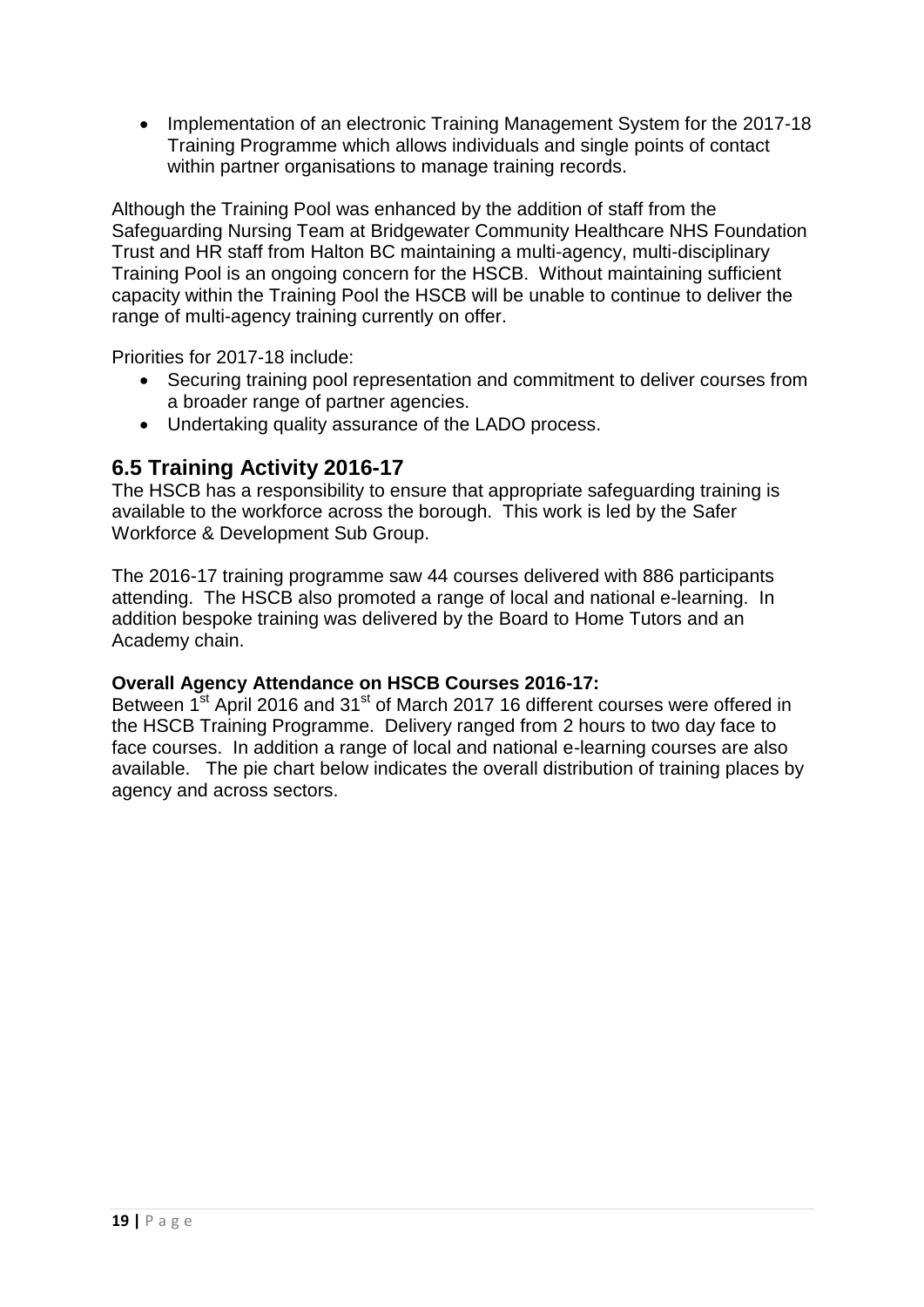- Implementation of an electronic Training Management System for the 2017-18 Training Programme which allows individuals and single points of contact within partner organisations to manage training records.

Although the Training Pool was enhanced by the addition of staff from the Safeguarding Nursing Team at Bridgewater Community Healthcare NHS Foundation Trust and HR staff from Halton BC maintaining a multi-agency, multi-disciplinary Training Pool is an ongoing concern for the HSCB. Without maintaining sufficient capacity within the Training Pool the HSCB will be unable to continue to deliver the range of multi-agency training currently on offer.

Priorities for 2017-18 include:

- Securing training pool representation and commitment to deliver courses from a broader range of partner agencies.
- Undertaking quality assurance of the LADO process.

## 6.5 Training Activity 2016-17

The HSCB has a responsibility to ensure that appropriate safeguarding training is available to the workforce across the borough. This work is led by the Safer Workforce & Development Sub Group.

The 2016-17 training programme saw 44 courses delivered with 886 participants attending. The HSCB also promoted a range of local and national e-learning. In addition bespoke training was delivered by the Board to Home Tutors and an Academy chain.

**Overall Agency Attendance on HSCB Courses 2016-17:**

Between 1st April 2016 and 31st of March 2017 16 different courses were offered in the HSCB Training Programme. Delivery ranged from 2 hours to two day face to face courses. In addition a range of local and national e-learning courses are also available. The pie chart below indicates the overall distribution of training places by agency and across sectors.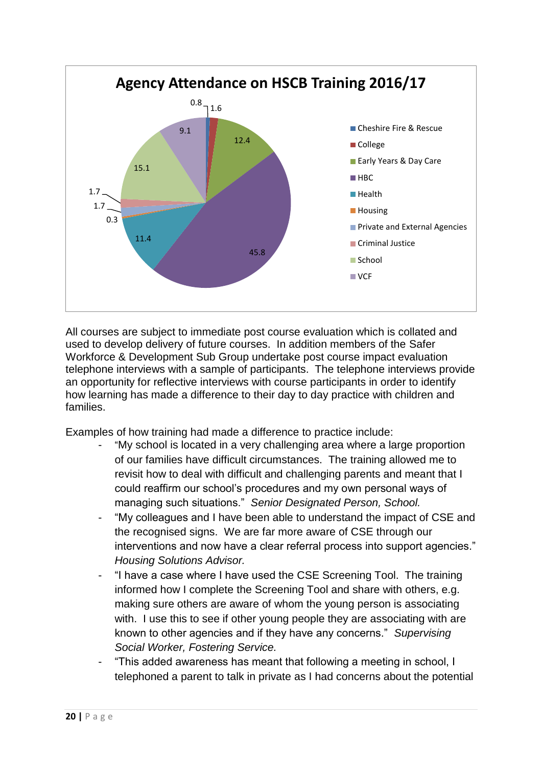**Agency Attendance on HSCB Training 2016/17**

| Agency | % |
|---|---|
| Cheshire Fire & Rescue | 0.8 |
| College | 1.6 |
| Early Years & Day Care | 12.4 |
| HBC | 45.8 |
| Health | 11.4 |
| Housing | 0.3 |
| Private and External Agencies | 1.7 |
| Criminal Justice | 1.7 |
| School | 15.1 |
| VCF | 9.1 |

All courses are subject to immediate post course evaluation which is collated and used to develop delivery of future courses. In addition members of the Safer Workforce & Development Sub Group undertake post course impact evaluation telephone interviews with a sample of participants. The telephone interviews provide an opportunity for reflective interviews with course participants in order to identify how learning has made a difference to their day to day practice with children and families.

Examples of how training had made a difference to practice include:

- "My school is located in a very challenging area where a large proportion of our families have difficult circumstances. The training allowed me to revisit how to deal with difficult and challenging parents and meant that I could reaffirm our school's procedures and my own personal ways of managing such situations." *Senior Designated Person, School.*
- "My colleagues and I have been able to understand the impact of CSE and the recognised signs. We are far more aware of CSE through our interventions and now have a clear referral process into support agencies." *Housing Solutions Advisor.*
- "I have a case where I have used the CSE Screening Tool. The training informed how I complete the Screening Tool and share with others, e.g. making sure others are aware of whom the young person is associating with. I use this to see if other young people they are associating with are known to other agencies and if they have any concerns." *Supervising Social Worker, Fostering Service.*
- "This added awareness has meant that following a meeting in school, I telephoned a parent to talk in private as I had concerns about the potential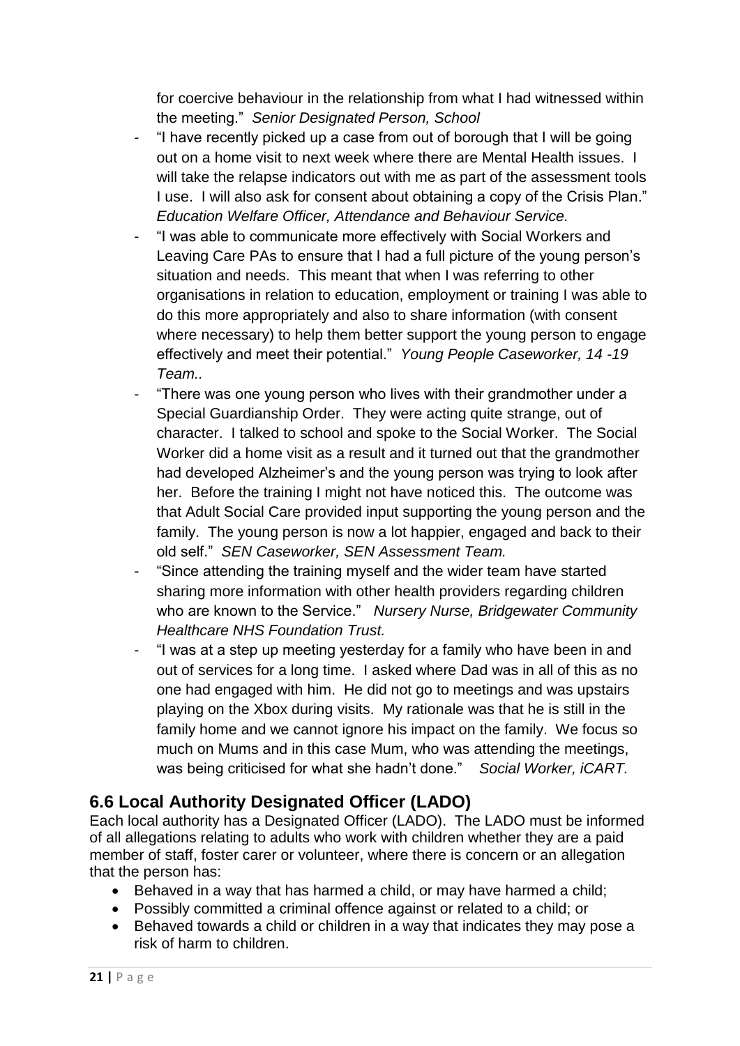for coercive behaviour in the relationship from what I had witnessed within the meeting." *Senior Designated Person, School*

- "I have recently picked up a case from out of borough that I will be going out on a home visit to next week where there are Mental Health issues. I will take the relapse indicators out with me as part of the assessment tools I use. I will also ask for consent about obtaining a copy of the Crisis Plan." *Education Welfare Officer, Attendance and Behaviour Service.*
- "I was able to communicate more effectively with Social Workers and Leaving Care PAs to ensure that I had a full picture of the young person's situation and needs. This meant that when I was referring to other organisations in relation to education, employment or training I was able to do this more appropriately and also to share information (with consent where necessary) to help them better support the young person to engage effectively and meet their potential." *Young People Caseworker, 14 -19 Team..*
- "There was one young person who lives with their grandmother under a Special Guardianship Order. They were acting quite strange, out of character. I talked to school and spoke to the Social Worker. The Social Worker did a home visit as a result and it turned out that the grandmother had developed Alzheimer's and the young person was trying to look after her. Before the training I might not have noticed this. The outcome was that Adult Social Care provided input supporting the young person and the family. The young person is now a lot happier, engaged and back to their old self." *SEN Caseworker, SEN Assessment Team.*
- "Since attending the training myself and the wider team have started sharing more information with other health providers regarding children who are known to the Service." *Nursery Nurse, Bridgewater Community Healthcare NHS Foundation Trust.*
- "I was at a step up meeting yesterday for a family who have been in and out of services for a long time. I asked where Dad was in all of this as no one had engaged with him. He did not go to meetings and was upstairs playing on the Xbox during visits. My rationale was that he is still in the family home and we cannot ignore his impact on the family. We focus so much on Mums and in this case Mum, who was attending the meetings, was being criticised for what she hadn't done." *Social Worker, iCART.*

## 6.6 Local Authority Designated Officer (LADO)

Each local authority has a Designated Officer (LADO). The LADO must be informed of all allegations relating to adults who work with children whether they are a paid member of staff, foster carer or volunteer, where there is concern or an allegation that the person has:

- Behaved in a way that has harmed a child, or may have harmed a child;
- Possibly committed a criminal offence against or related to a child; or
- Behaved towards a child or children in a way that indicates they may pose a risk of harm to children.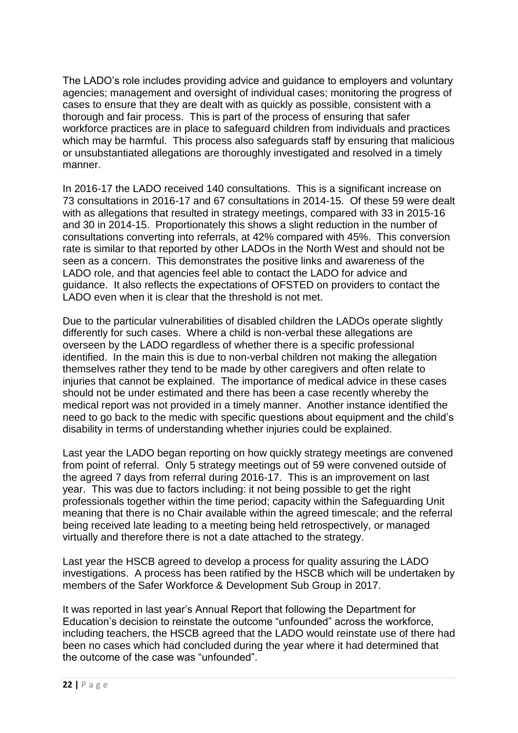The LADO's role includes providing advice and guidance to employers and voluntary agencies; management and oversight of individual cases; monitoring the progress of cases to ensure that they are dealt with as quickly as possible, consistent with a thorough and fair process. This is part of the process of ensuring that safer workforce practices are in place to safeguard children from individuals and practices which may be harmful. This process also safeguards staff by ensuring that malicious or unsubstantiated allegations are thoroughly investigated and resolved in a timely manner.

In 2016-17 the LADO received 140 consultations. This is a significant increase on 73 consultations in 2016-17 and 67 consultations in 2014-15. Of these 59 were dealt with as allegations that resulted in strategy meetings, compared with 33 in 2015-16 and 30 in 2014-15. Proportionately this shows a slight reduction in the number of consultations converting into referrals, at 42% compared with 45%. This conversion rate is similar to that reported by other LADOs in the North West and should not be seen as a concern. This demonstrates the positive links and awareness of the LADO role, and that agencies feel able to contact the LADO for advice and guidance. It also reflects the expectations of OFSTED on providers to contact the LADO even when it is clear that the threshold is not met.

Due to the particular vulnerabilities of disabled children the LADOs operate slightly differently for such cases. Where a child is non-verbal these allegations are overseen by the LADO regardless of whether there is a specific professional identified. In the main this is due to non-verbal children not making the allegation themselves rather they tend to be made by other caregivers and often relate to injuries that cannot be explained. The importance of medical advice in these cases should not be under estimated and there has been a case recently whereby the medical report was not provided in a timely manner. Another instance identified the need to go back to the medic with specific questions about equipment and the child's disability in terms of understanding whether injuries could be explained.

Last year the LADO began reporting on how quickly strategy meetings are convened from point of referral. Only 5 strategy meetings out of 59 were convened outside of the agreed 7 days from referral during 2016-17. This is an improvement on last year. This was due to factors including: it not being possible to get the right professionals together within the time period; capacity within the Safeguarding Unit meaning that there is no Chair available within the agreed timescale; and the referral being received late leading to a meeting being held retrospectively, or managed virtually and therefore there is not a date attached to the strategy.

Last year the HSCB agreed to develop a process for quality assuring the LADO investigations. A process has been ratified by the HSCB which will be undertaken by members of the Safer Workforce & Development Sub Group in 2017.

It was reported in last year's Annual Report that following the Department for Education's decision to reinstate the outcome "unfounded" across the workforce, including teachers, the HSCB agreed that the LADO would reinstate use of there had been no cases which had concluded during the year where it had determined that the outcome of the case was "unfounded".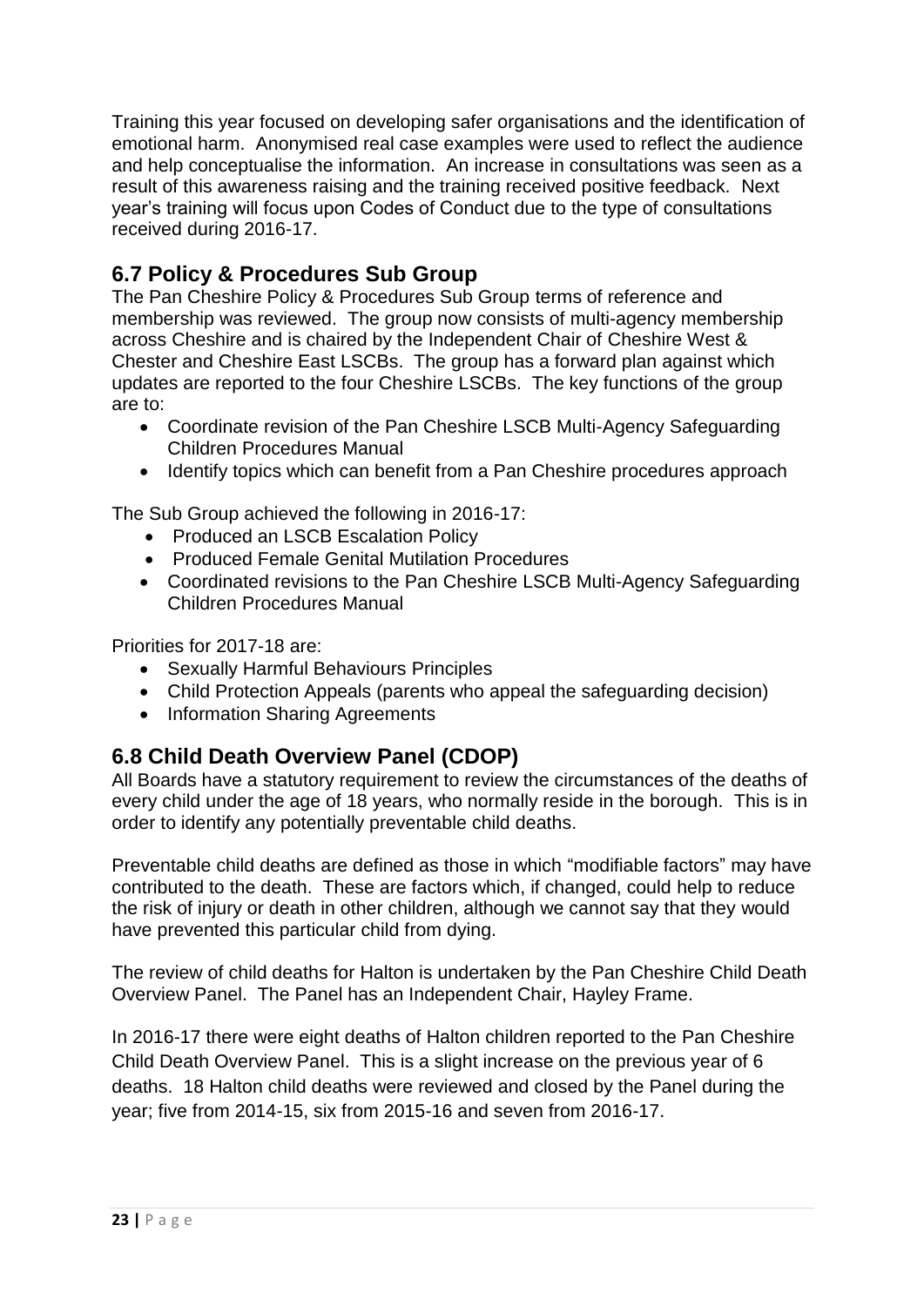Training this year focused on developing safer organisations and the identification of emotional harm. Anonymised real case examples were used to reflect the audience and help conceptualise the information. An increase in consultations was seen as a result of this awareness raising and the training received positive feedback. Next year's training will focus upon Codes of Conduct due to the type of consultations received during 2016-17.

## 6.7 Policy & Procedures Sub Group

The Pan Cheshire Policy & Procedures Sub Group terms of reference and membership was reviewed. The group now consists of multi-agency membership across Cheshire and is chaired by the Independent Chair of Cheshire West & Chester and Cheshire East LSCBs. The group has a forward plan against which updates are reported to the four Cheshire LSCBs. The key functions of the group are to:

- Coordinate revision of the Pan Cheshire LSCB Multi-Agency Safeguarding Children Procedures Manual
- Identify topics which can benefit from a Pan Cheshire procedures approach

The Sub Group achieved the following in 2016-17:

- Produced an LSCB Escalation Policy
- Produced Female Genital Mutilation Procedures
- Coordinated revisions to the Pan Cheshire LSCB Multi-Agency Safeguarding Children Procedures Manual

Priorities for 2017-18 are:

- Sexually Harmful Behaviours Principles
- Child Protection Appeals (parents who appeal the safeguarding decision)
- Information Sharing Agreements

## 6.8 Child Death Overview Panel (CDOP)

All Boards have a statutory requirement to review the circumstances of the deaths of every child under the age of 18 years, who normally reside in the borough. This is in order to identify any potentially preventable child deaths.

Preventable child deaths are defined as those in which "modifiable factors" may have contributed to the death. These are factors which, if changed, could help to reduce the risk of injury or death in other children, although we cannot say that they would have prevented this particular child from dying.

The review of child deaths for Halton is undertaken by the Pan Cheshire Child Death Overview Panel. The Panel has an Independent Chair, Hayley Frame.

In 2016-17 there were eight deaths of Halton children reported to the Pan Cheshire Child Death Overview Panel. This is a slight increase on the previous year of 6 deaths. 18 Halton child deaths were reviewed and closed by the Panel during the year; five from 2014-15, six from 2015-16 and seven from 2016-17.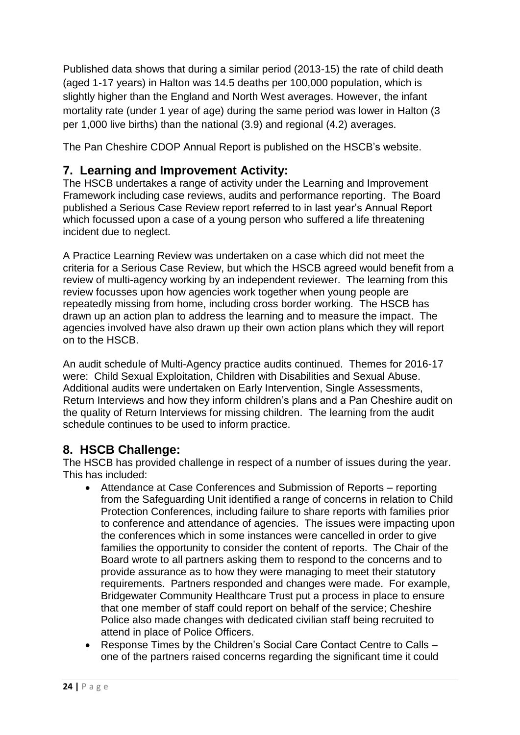Published data shows that during a similar period (2013-15) the rate of child death (aged 1-17 years) in Halton was 14.5 deaths per 100,000 population, which is slightly higher than the England and North West averages. However, the infant mortality rate (under 1 year of age) during the same period was lower in Halton (3 per 1,000 live births) than the national (3.9) and regional (4.2) averages.

The Pan Cheshire CDOP Annual Report is published on the HSCB's website.

## 7. Learning and Improvement Activity:

The HSCB undertakes a range of activity under the Learning and Improvement Framework including case reviews, audits and performance reporting. The Board published a Serious Case Review report referred to in last year's Annual Report which focussed upon a case of a young person who suffered a life threatening incident due to neglect.

A Practice Learning Review was undertaken on a case which did not meet the criteria for a Serious Case Review, but which the HSCB agreed would benefit from a review of multi-agency working by an independent reviewer. The learning from this review focusses upon how agencies work together when young people are repeatedly missing from home, including cross border working. The HSCB has drawn up an action plan to address the learning and to measure the impact. The agencies involved have also drawn up their own action plans which they will report on to the HSCB.

An audit schedule of Multi-Agency practice audits continued. Themes for 2016-17 were: Child Sexual Exploitation, Children with Disabilities and Sexual Abuse. Additional audits were undertaken on Early Intervention, Single Assessments, Return Interviews and how they inform children's plans and a Pan Cheshire audit on the quality of Return Interviews for missing children. The learning from the audit schedule continues to be used to inform practice.

## 8. HSCB Challenge:

The HSCB has provided challenge in respect of a number of issues during the year. This has included:

- Attendance at Case Conferences and Submission of Reports – reporting from the Safeguarding Unit identified a range of concerns in relation to Child Protection Conferences, including failure to share reports with families prior to conference and attendance of agencies. The issues were impacting upon the conferences which in some instances were cancelled in order to give families the opportunity to consider the content of reports. The Chair of the Board wrote to all partners asking them to respond to the concerns and to provide assurance as to how they were managing to meet their statutory requirements. Partners responded and changes were made. For example, Bridgewater Community Healthcare Trust put a process in place to ensure that one member of staff could report on behalf of the service; Cheshire Police also made changes with dedicated civilian staff being recruited to attend in place of Police Officers.
- Response Times by the Children's Social Care Contact Centre to Calls – one of the partners raised concerns regarding the significant time it could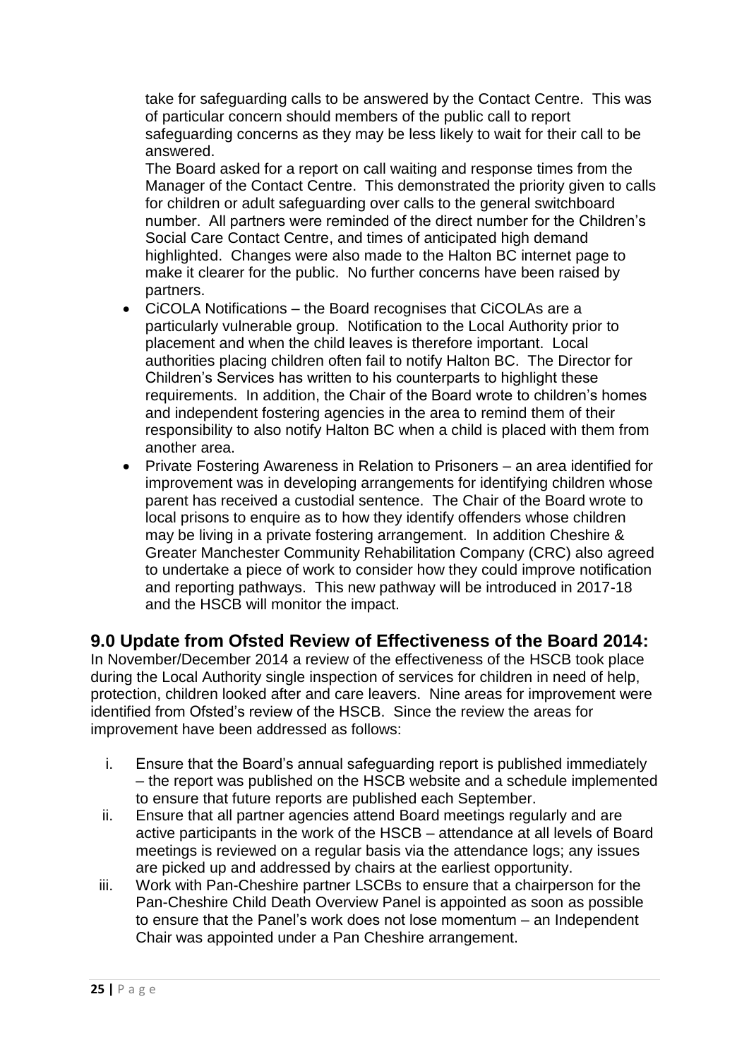take for safeguarding calls to be answered by the Contact Centre. This was of particular concern should members of the public call to report safeguarding concerns as they may be less likely to wait for their call to be answered.

The Board asked for a report on call waiting and response times from the Manager of the Contact Centre. This demonstrated the priority given to calls for children or adult safeguarding over calls to the general switchboard number. All partners were reminded of the direct number for the Children's Social Care Contact Centre, and times of anticipated high demand highlighted. Changes were also made to the Halton BC internet page to make it clearer for the public. No further concerns have been raised by partners.

- CiCOLA Notifications – the Board recognises that CiCOLAs are a particularly vulnerable group. Notification to the Local Authority prior to placement and when the child leaves is therefore important. Local authorities placing children often fail to notify Halton BC. The Director for Children's Services has written to his counterparts to highlight these requirements. In addition, the Chair of the Board wrote to children's homes and independent fostering agencies in the area to remind them of their responsibility to also notify Halton BC when a child is placed with them from another area.
- Private Fostering Awareness in Relation to Prisoners – an area identified for improvement was in developing arrangements for identifying children whose parent has received a custodial sentence. The Chair of the Board wrote to local prisons to enquire as to how they identify offenders whose children may be living in a private fostering arrangement. In addition Cheshire & Greater Manchester Community Rehabilitation Company (CRC) also agreed to undertake a piece of work to consider how they could improve notification and reporting pathways. This new pathway will be introduced in 2017-18 and the HSCB will monitor the impact.

## 9.0 Update from Ofsted Review of Effectiveness of the Board 2014:

In November/December 2014 a review of the effectiveness of the HSCB took place during the Local Authority single inspection of services for children in need of help, protection, children looked after and care leavers. Nine areas for improvement were identified from Ofsted's review of the HSCB. Since the review the areas for improvement have been addressed as follows:

i. Ensure that the Board's annual safeguarding report is published immediately – the report was published on the HSCB website and a schedule implemented to ensure that future reports are published each September.
ii. Ensure that all partner agencies attend Board meetings regularly and are active participants in the work of the HSCB – attendance at all levels of Board meetings is reviewed on a regular basis via the attendance logs; any issues are picked up and addressed by chairs at the earliest opportunity.
iii. Work with Pan-Cheshire partner LSCBs to ensure that a chairperson for the Pan-Cheshire Child Death Overview Panel is appointed as soon as possible to ensure that the Panel's work does not lose momentum – an Independent Chair was appointed under a Pan Cheshire arrangement.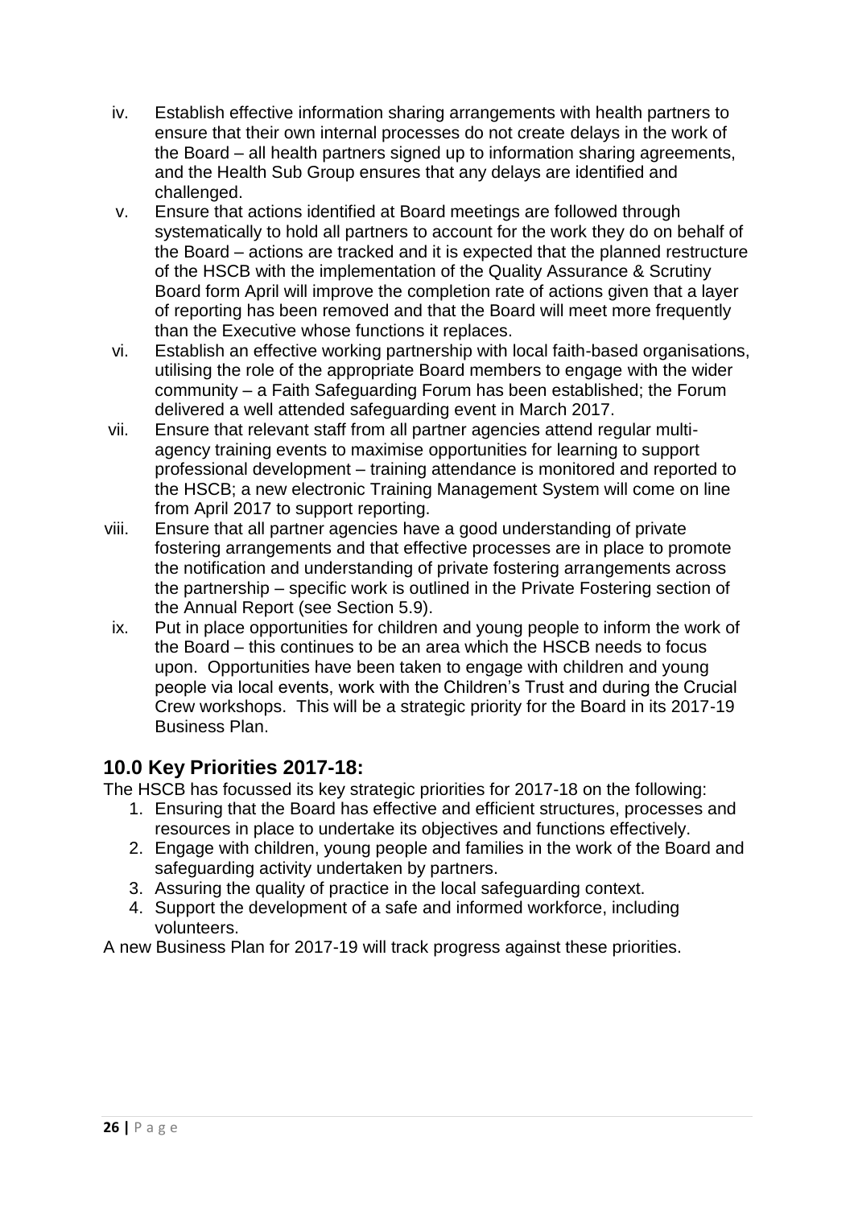iv. Establish effective information sharing arrangements with health partners to ensure that their own internal processes do not create delays in the work of the Board – all health partners signed up to information sharing agreements, and the Health Sub Group ensures that any delays are identified and challenged.
v. Ensure that actions identified at Board meetings are followed through systematically to hold all partners to account for the work they do on behalf of the Board – actions are tracked and it is expected that the planned restructure of the HSCB with the implementation of the Quality Assurance & Scrutiny Board form April will improve the completion rate of actions given that a layer of reporting has been removed and that the Board will meet more frequently than the Executive whose functions it replaces.
vi. Establish an effective working partnership with local faith-based organisations, utilising the role of the appropriate Board members to engage with the wider community – a Faith Safeguarding Forum has been established; the Forum delivered a well attended safeguarding event in March 2017.
vii. Ensure that relevant staff from all partner agencies attend regular multi-agency training events to maximise opportunities for learning to support professional development – training attendance is monitored and reported to the HSCB; a new electronic Training Management System will come on line from April 2017 to support reporting.
viii. Ensure that all partner agencies have a good understanding of private fostering arrangements and that effective processes are in place to promote the notification and understanding of private fostering arrangements across the partnership – specific work is outlined in the Private Fostering section of the Annual Report (see Section 5.9).
ix. Put in place opportunities for children and young people to inform the work of the Board – this continues to be an area which the HSCB needs to focus upon. Opportunities have been taken to engage with children and young people via local events, work with the Children's Trust and during the Crucial Crew workshops. This will be a strategic priority for the Board in its 2017-19 Business Plan.

## 10.0 Key Priorities 2017-18:

The HSCB has focussed its key strategic priorities for 2017-18 on the following:

1. Ensuring that the Board has effective and efficient structures, processes and resources in place to undertake its objectives and functions effectively.
2. Engage with children, young people and families in the work of the Board and safeguarding activity undertaken by partners.
3. Assuring the quality of practice in the local safeguarding context.
4. Support the development of a safe and informed workforce, including volunteers.

A new Business Plan for 2017-19 will track progress against these priorities.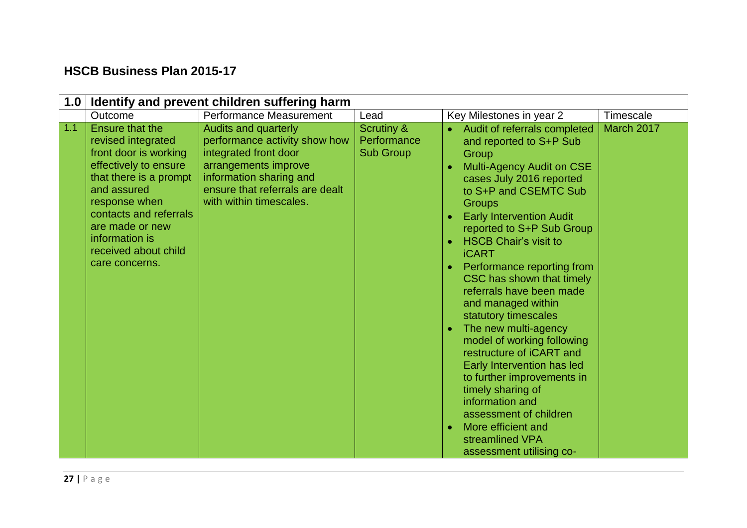## HSCB Business Plan 2015-17

| 1.0 | Identify and prevent children suffering harm | | | | |
|---|---|---|---|---|---|
| | Outcome | Performance Measurement | Lead | Key Milestones in year 2 | Timescale |
| 1.1 | Ensure that the revised integrated front door is working effectively to ensure that there is a prompt and assured response when contacts and referrals are made or new information is received about child care concerns. | Audits and quarterly performance activity show how integrated front door arrangements improve information sharing and ensure that referrals are dealt with within timescales. | Scrutiny & Performance Sub Group | • Audit of referrals completed and reported to S+P Sub Group<br>• Multi-Agency Audit on CSE cases July 2016 reported to S+P and CSEMTC Sub Groups<br>• Early Intervention Audit reported to S+P Sub Group<br>• HSCB Chair's visit to iCART<br>• Performance reporting from CSC has shown that timely referrals have been made and managed within statutory timescales<br>• The new multi-agency model of working following restructure of iCART and Early Intervention has led to further improvements in timely sharing of information and assessment of children<br>• More efficient and streamlined VPA assessment utilising co- | March 2017 |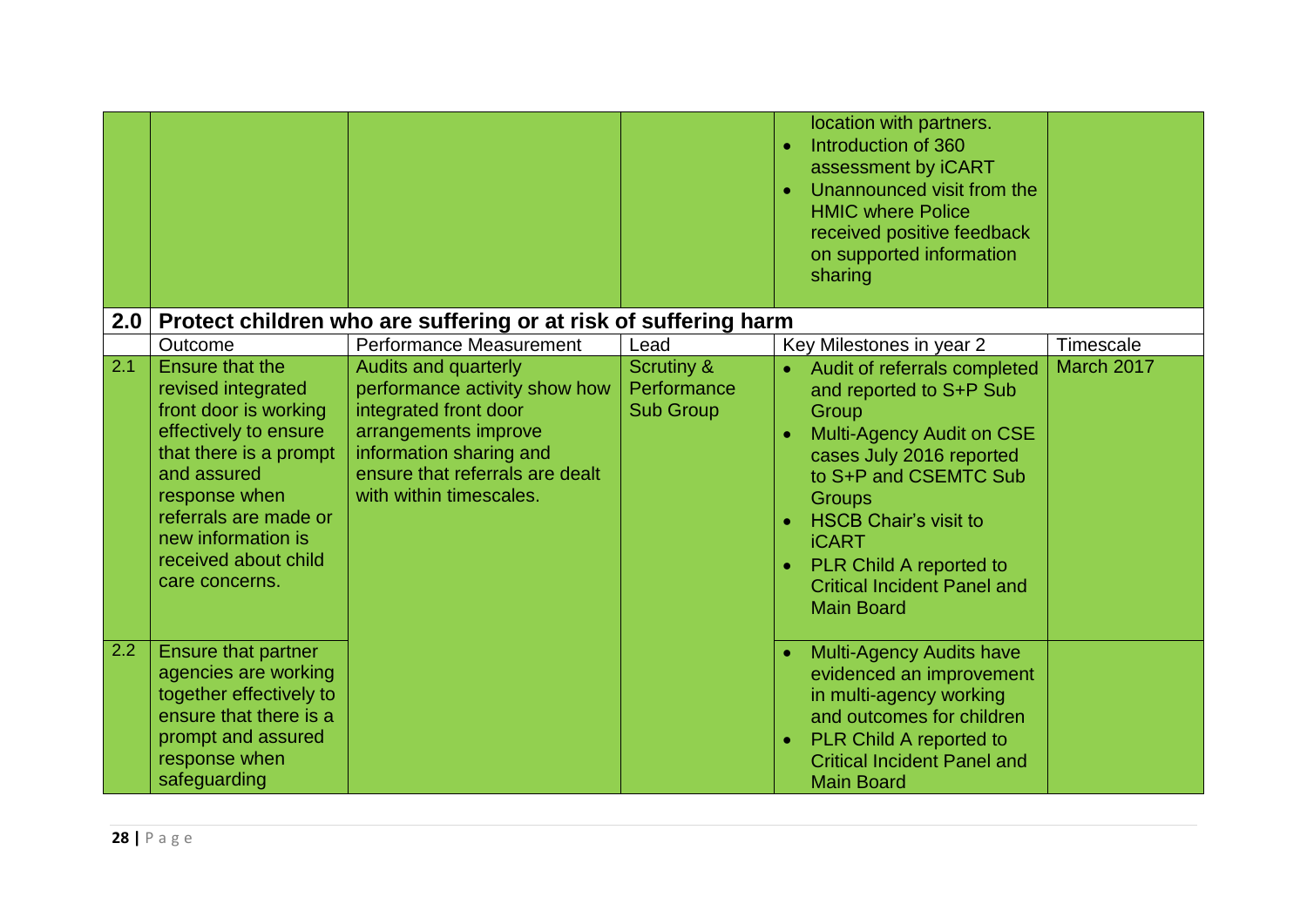| | | | | | |
|---|---|---|---|---|---|
| | | | | location with partners.<br>• Introduction of 360 assessment by iCART<br>• Unannounced visit from the HMIC where Police received positive feedback on supported information sharing | |
| **2.0** | **Protect children who are suffering or at risk of suffering harm** | | | | |
| | Outcome | Performance Measurement | Lead | Key Milestones in year 2 | Timescale |
| 2.1 | Ensure that the revised integrated front door is working effectively to ensure that there is a prompt and assured response when referrals are made or new information is received about child care concerns. | Audits and quarterly performance activity show how integrated front door arrangements improve information sharing and ensure that referrals are dealt with within timescales. | Scrutiny & Performance Sub Group | • Audit of referrals completed and reported to S+P Sub Group<br>• Multi-Agency Audit on CSE cases July 2016 reported to S+P and CSEMTC Sub Groups<br>• HSCB Chair's visit to iCART<br>• PLR Child A reported to Critical Incident Panel and Main Board | March 2017 |
| 2.2 | Ensure that partner agencies are working together effectively to ensure that there is a prompt and assured response when safeguarding | | | • Multi-Agency Audits have evidenced an improvement in multi-agency working and outcomes for children<br>• PLR Child A reported to Critical Incident Panel and Main Board | |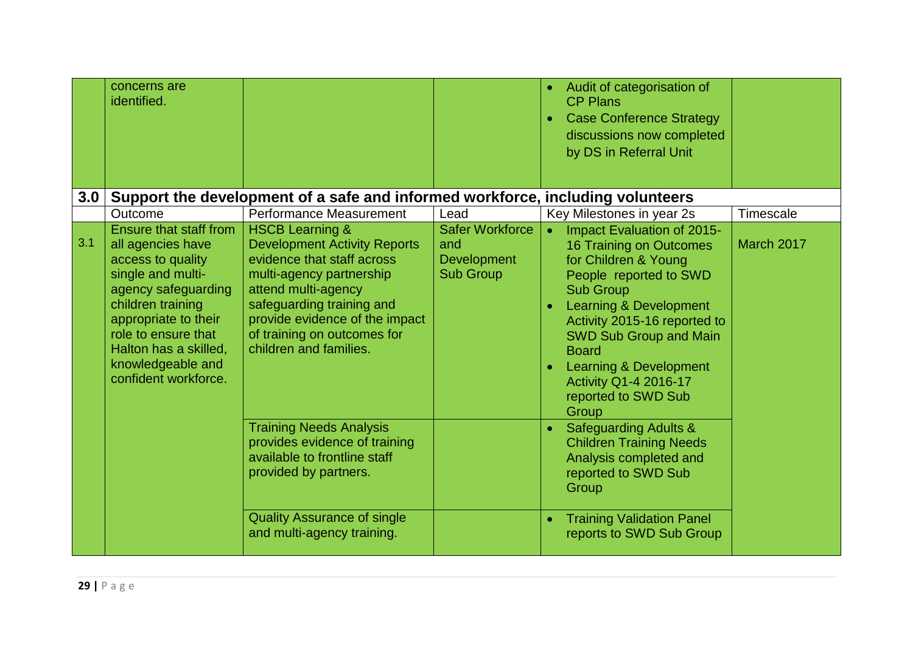| | | | | | |
|---|---|---|---|---|---|
| | concerns are identified. | | | • Audit of categorisation of CP Plans<br>• Case Conference Strategy discussions now completed by DS in Referral Unit | |
| **3.0** | **Support the development of a safe and informed workforce, including volunteers** | | | | |
| | Outcome | Performance Measurement | Lead | Key Milestones in year 2s | Timescale |
| 3.1 | Ensure that staff from all agencies have access to quality single and multi-agency safeguarding children training appropriate to their role to ensure that Halton has a skilled, knowledgeable and confident workforce. | HSCB Learning & Development Activity Reports evidence that staff across multi-agency partnership attend multi-agency safeguarding training and provide evidence of the impact of training on outcomes for children and families. | Safer Workforce and Development Sub Group | • Impact Evaluation of 2015-16 Training on Outcomes for Children & Young People reported to SWD Sub Group<br>• Learning & Development Activity 2015-16 reported to SWD Sub Group and Main Board<br>• Learning & Development Activity Q1-4 2016-17 reported to SWD Sub Group | March 2017 |
| | | Training Needs Analysis provides evidence of training available to frontline staff provided by partners. | | • Safeguarding Adults & Children Training Needs Analysis completed and reported to SWD Sub Group | |
| | | Quality Assurance of single and multi-agency training. | | • Training Validation Panel reports to SWD Sub Group | |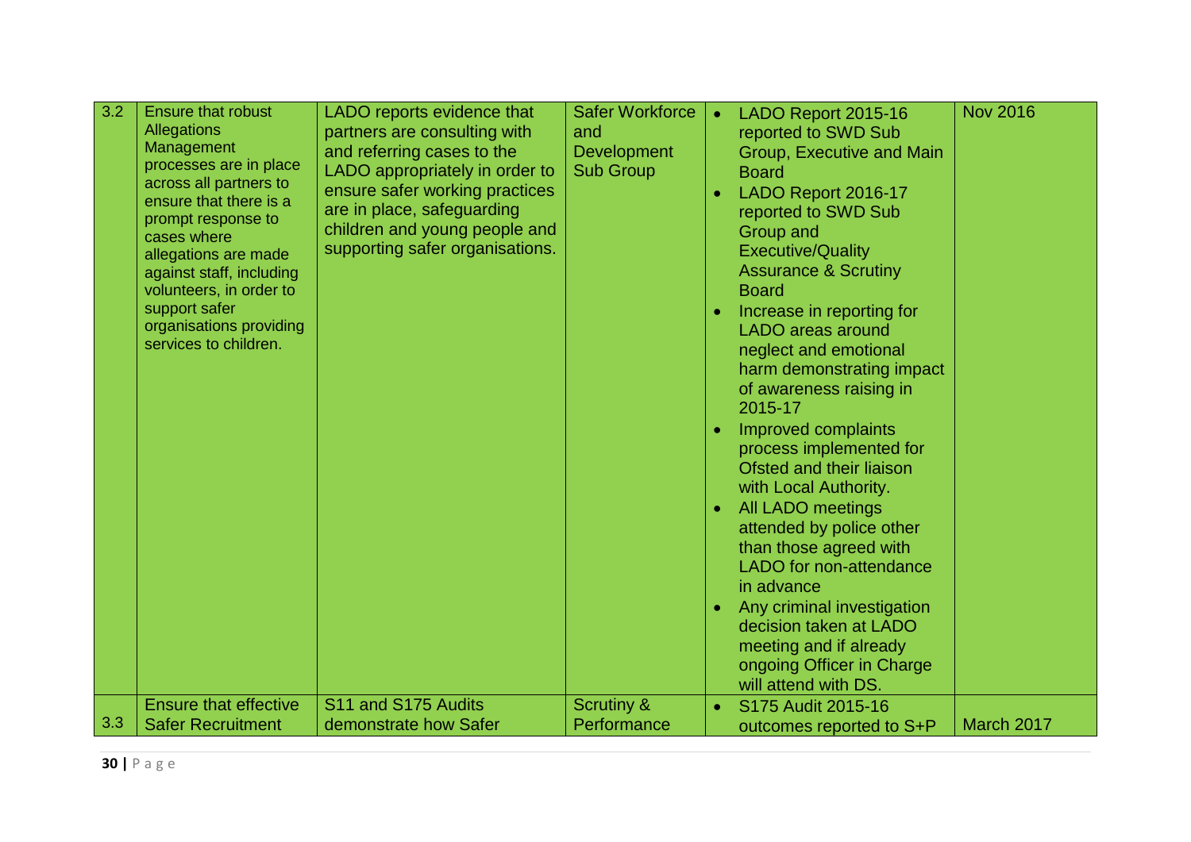| 3.2 | Ensure that robust Allegations Management processes are in place across all partners to ensure that there is a prompt response to cases where allegations are made against staff, including volunteers, in order to support safer organisations providing services to children. | LADO reports evidence that partners are consulting with and referring cases to the LADO appropriately in order to ensure safer working practices are in place, safeguarding children and young people and supporting safer organisations. | Safer Workforce and Development Sub Group | • LADO Report 2015-16 reported to SWD Sub Group, Executive and Main Board<br>• LADO Report 2016-17 reported to SWD Sub Group and Executive/Quality Assurance & Scrutiny Board<br>• Increase in reporting for LADO areas around neglect and emotional harm demonstrating impact of awareness raising in 2015-17<br>• Improved complaints process implemented for Ofsted and their liaison with Local Authority.<br>• All LADO meetings attended by police other than those agreed with LADO for non-attendance in advance<br>• Any criminal investigation decision taken at LADO meeting and if already ongoing Officer in Charge will attend with DS. | Nov 2016 |
|---|---|---|---|---|---|
| 3.3 | Ensure that effective Safer Recruitment | S11 and S175 Audits demonstrate how Safer | Scrutiny & Performance | • S175 Audit 2015-16 outcomes reported to S+P | March 2017 |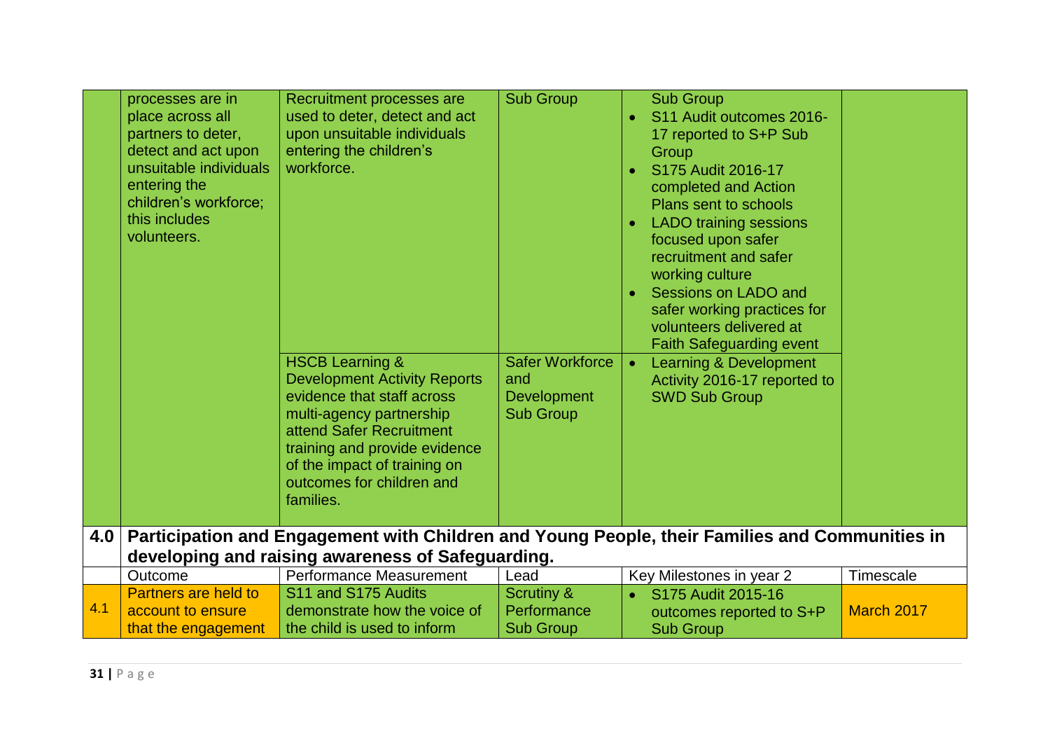| | processes are in place across all partners to deter, detect and act upon unsuitable individuals entering the children's workforce; this includes volunteers. | Recruitment processes are used to deter, detect and act upon unsuitable individuals entering the children's workforce. | Sub Group | Sub Group<br>• S11 Audit outcomes 2016-17 reported to S+P Sub Group<br>• S175 Audit 2016-17 completed and Action Plans sent to schools<br>• LADO training sessions focused upon safer recruitment and safer working culture<br>• Sessions on LADO and safer working practices for volunteers delivered at Faith Safeguarding event | |
|---|---|---|---|---|---|
| | | HSCB Learning & Development Activity Reports evidence that staff across multi-agency partnership attend Safer Recruitment training and provide evidence of the impact of training on outcomes for children and families. | Safer Workforce and Development Sub Group | • Learning & Development Activity 2016-17 reported to SWD Sub Group | |
| **4.0** | **Participation and Engagement with Children and Young People, their Families and Communities in developing and raising awareness of Safeguarding.** | | | | |
| | Outcome | Performance Measurement | Lead | Key Milestones in year 2 | Timescale |
| 4.1 | Partners are held to account to ensure that the engagement | S11 and S175 Audits demonstrate how the voice of the child is used to inform | Scrutiny & Performance Sub Group | • S175 Audit 2015-16 outcomes reported to S+P Sub Group | March 2017 |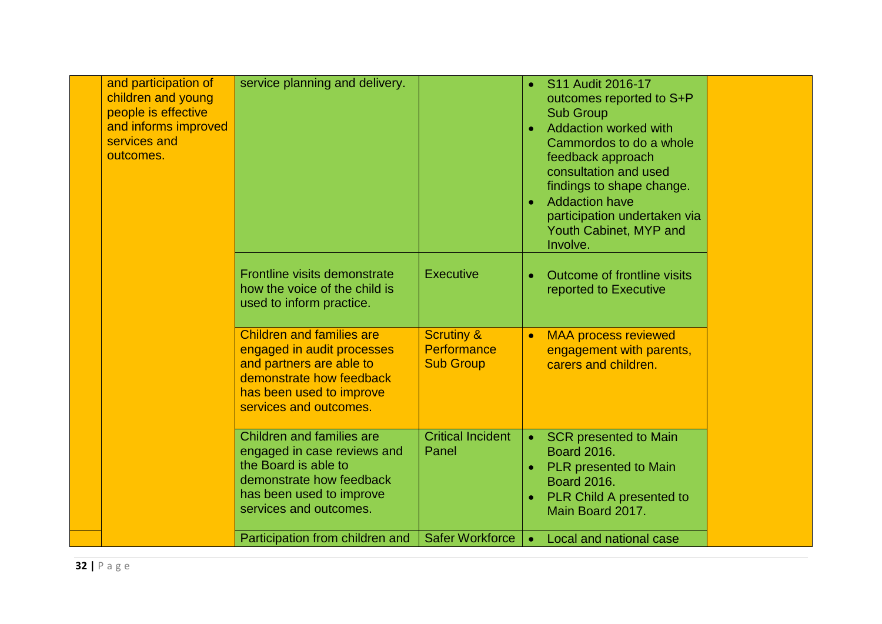| | | | | | |
|---|---|---|---|---|---|
| | and participation of children and young people is effective and informs improved services and outcomes. | service planning and delivery. | | • S11 Audit 2016-17 outcomes reported to S+P Sub Group<br>• Addaction worked with Cammordos to do a whole feedback approach consultation and used findings to shape change.<br>• Addaction have participation undertaken via Youth Cabinet, MYP and Involve. | |
| | | Frontline visits demonstrate how the voice of the child is used to inform practice. | Executive | • Outcome of frontline visits reported to Executive | |
| | | Children and families are engaged in audit processes and partners are able to demonstrate how feedback has been used to improve services and outcomes. | Scrutiny & Performance Sub Group | • MAA process reviewed engagement with parents, carers and children. | |
| | | Children and families are engaged in case reviews and the Board is able to demonstrate how feedback has been used to improve services and outcomes. | Critical Incident Panel | • SCR presented to Main Board 2016.<br>• PLR presented to Main Board 2016.<br>• PLR Child A presented to Main Board 2017. | |
| | | Participation from children and | Safer Workforce | • Local and national case | |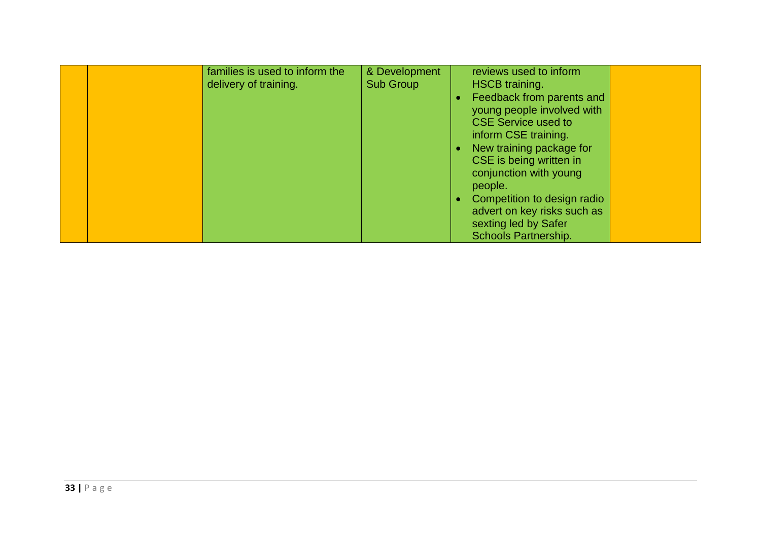|  |  |  |  |  |  |
|---|---|---|---|---|---|
|  |  | families is used to inform the delivery of training. | & Development Sub Group | reviews used to inform HSCB training.<br>• Feedback from parents and young people involved with CSE Service used to inform CSE training.<br>• New training package for CSE is being written in conjunction with young people.<br>• Competition to design radio advert on key risks such as sexting led by Safer Schools Partnership. |  |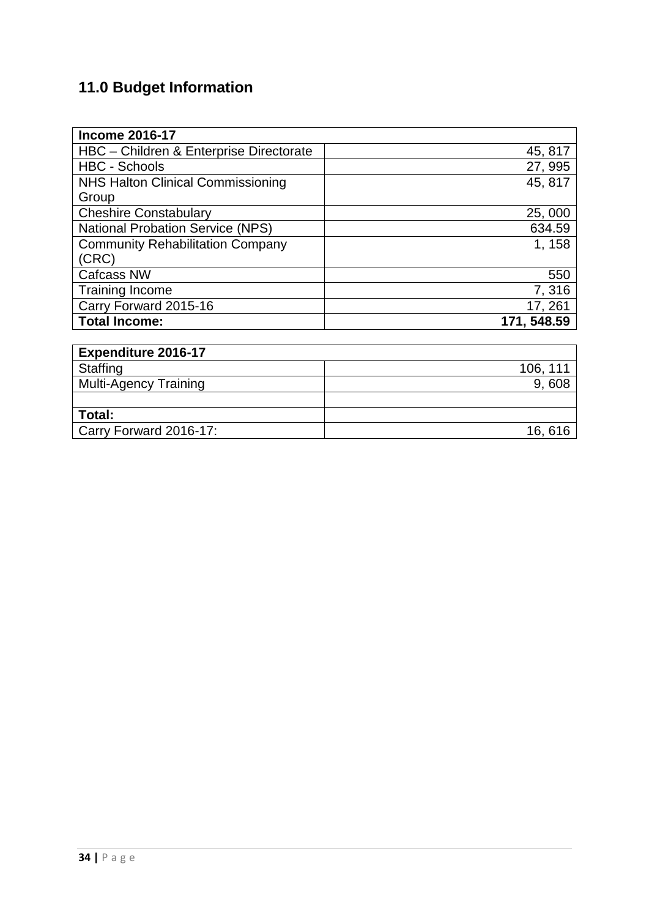## 11.0 Budget Information

| **Income 2016-17** | |
|---|---|
| HBC – Children & Enterprise Directorate | 45, 817 |
| HBC - Schools | 27, 995 |
| NHS Halton Clinical Commissioning Group | 45, 817 |
| Cheshire Constabulary | 25, 000 |
| National Probation Service (NPS) | 634.59 |
| Community Rehabilitation Company (CRC) | 1, 158 |
| Cafcass NW | 550 |
| Training Income | 7, 316 |
| Carry Forward 2015-16 | 17, 261 |
| **Total Income:** | **171, 548.59** |

| **Expenditure 2016-17** | |
|---|---|
| Staffing | 106, 111 |
| Multi-Agency Training | 9, 608 |
| | |
| **Total:** | |
| Carry Forward 2016-17: | 16, 616 |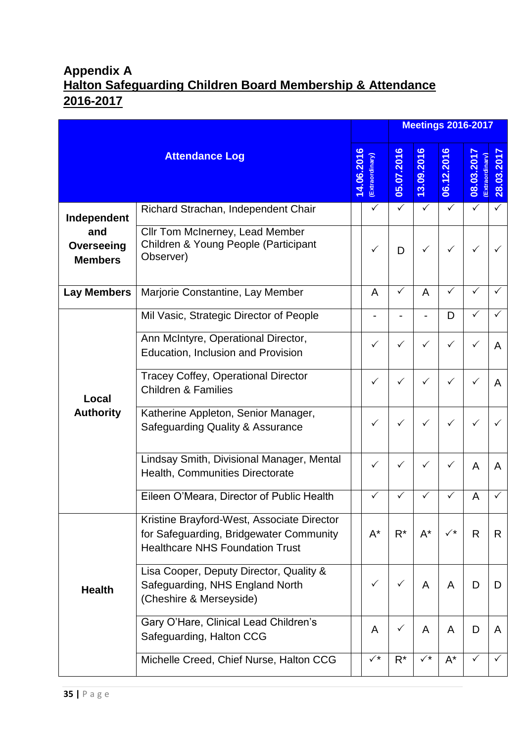## Appendix A

## Halton Safeguarding Children Board Membership & Attendance 2016-2017

| Attendance Log | | Meetings 2016-2017 | | | | | |
|---|---|---|---|---|---|---|---|
| | | 14.06.2016 (Extraordinary) | 05.07.2016 | 13.09.2016 | 06.12.2016 | 08.03.2017 (Extraordinary) | 28.03.2017 |
| Independent and Overseeing Members | Richard Strachan, Independent Chair | ✓ | ✓ | ✓ | ✓ | ✓ | ✓ |
| | Cllr Tom McInerney, Lead Member Children & Young People (Participant Observer) | ✓ | D | ✓ | ✓ | ✓ | ✓ |
| Lay Members | Marjorie Constantine, Lay Member | A | ✓ | A | ✓ | ✓ | ✓ |
| Local Authority | Mil Vasic, Strategic Director of People | - | - | - | D | ✓ | ✓ |
| | Ann McIntyre, Operational Director, Education, Inclusion and Provision | ✓ | ✓ | ✓ | ✓ | ✓ | A |
| | Tracey Coffey, Operational Director Children & Families | ✓ | ✓ | ✓ | ✓ | ✓ | A |
| | Katherine Appleton, Senior Manager, Safeguarding Quality & Assurance | ✓ | ✓ | ✓ | ✓ | ✓ | ✓ |
| | Lindsay Smith, Divisional Manager, Mental Health, Communities Directorate | ✓ | ✓ | ✓ | ✓ | A | A |
| | Eileen O'Meara, Director of Public Health | ✓ | ✓ | ✓ | ✓ | A | ✓ |
| Health | Kristine Brayford-West, Associate Director for Safeguarding, Bridgewater Community Healthcare NHS Foundation Trust | A* | R* | A* | ✓* | R | R |
| | Lisa Cooper, Deputy Director, Quality & Safeguarding, NHS England North (Cheshire & Merseyside) | ✓ | ✓ | A | A | D | D |
| | Gary O'Hare, Clinical Lead Children's Safeguarding, Halton CCG | A | ✓ | A | A | D | A |
| | Michelle Creed, Chief Nurse, Halton CCG | ✓* | R* | ✓* | A* | ✓ | ✓ |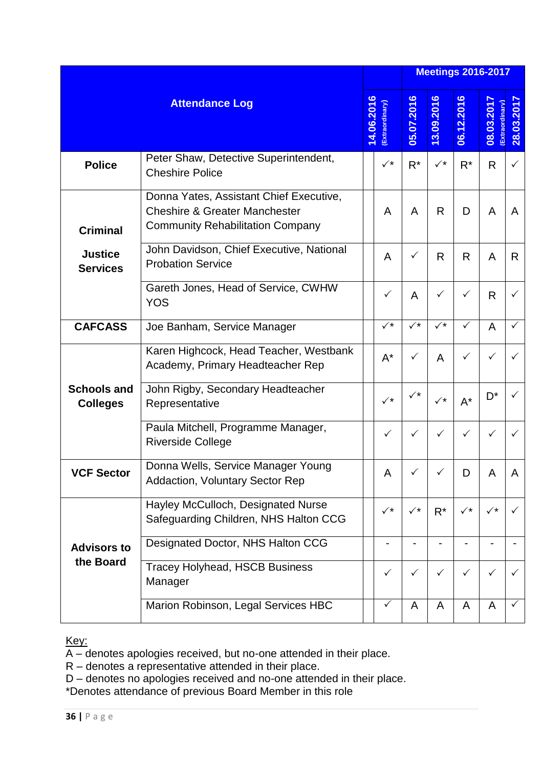| Attendance Log | | Meetings 2016-2017 | | | | | |
|---|---|---|---|---|---|---|---|
| | | 14.06.2016 (Extraordinary) | 05.07.2016 | 13.09.2016 | 06.12.2016 | 08.03.2017 (Extraordinary) | 28.03.2017 |
| **Police** | Peter Shaw, Detective Superintendent, Cheshire Police | ✓* | R* | ✓* | R* | R | ✓ |
| **Criminal Justice Services** | Donna Yates, Assistant Chief Executive, Cheshire & Greater Manchester Community Rehabilitation Company | A | A | R | D | A | A |
| | John Davidson, Chief Executive, National Probation Service | A | ✓ | R | R | A | R |
| | Gareth Jones, Head of Service, CWHW YOS | ✓ | A | ✓ | ✓ | R | ✓ |
| **CAFCASS** | Joe Banham, Service Manager | ✓* | ✓* | ✓* | ✓ | A | ✓ |
| **Schools and Colleges** | Karen Highcock, Head Teacher, Westbank Academy, Primary Headteacher Rep | A* | ✓ | A | ✓ | ✓ | ✓ |
| | John Rigby, Secondary Headteacher Representative | ✓* | ✓* | ✓* | A* | D* | ✓ |
| | Paula Mitchell, Programme Manager, Riverside College | ✓ | ✓ | ✓ | ✓ | ✓ | ✓ |
| **VCF Sector** | Donna Wells, Service Manager Young Addaction, Voluntary Sector Rep | A | ✓ | ✓ | D | A | A |
| **Advisors to the Board** | Hayley McCulloch, Designated Nurse Safeguarding Children, NHS Halton CCG | ✓* | ✓* | R* | ✓* | ✓* | ✓ |
| | Designated Doctor, NHS Halton CCG | - | - | - | - | - | - |
| | Tracey Holyhead, HSCB Business Manager | ✓ | ✓ | ✓ | ✓ | ✓ | ✓ |
| | Marion Robinson, Legal Services HBC | ✓ | A | A | A | A | ✓ |

Key:
A – denotes apologies received, but no-one attended in their place.
R – denotes a representative attended in their place.
D – denotes no apologies received and no-one attended in their place.
*Denotes attendance of previous Board Member in this role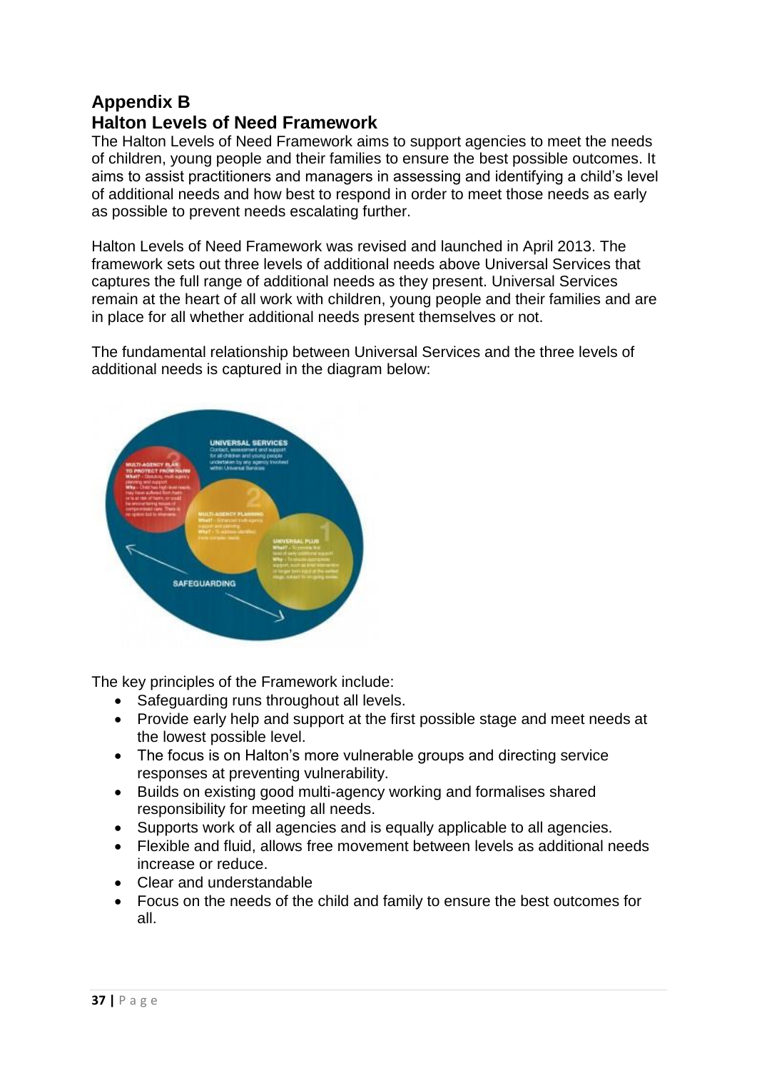## Appendix B
## Halton Levels of Need Framework

The Halton Levels of Need Framework aims to support agencies to meet the needs of children, young people and their families to ensure the best possible outcomes. It aims to assist practitioners and managers in assessing and identifying a child's level of additional needs and how best to respond in order to meet those needs as early as possible to prevent needs escalating further.

Halton Levels of Need Framework was revised and launched in April 2013. The framework sets out three levels of additional needs above Universal Services that captures the full range of additional needs as they present. Universal Services remain at the heart of all work with children, young people and their families and are in place for all whether additional needs present themselves or not.

The fundamental relationship between Universal Services and the three levels of additional needs is captured in the diagram below:

The key principles of the Framework include:

- Safeguarding runs throughout all levels.
- Provide early help and support at the first possible stage and meet needs at the lowest possible level.
- The focus is on Halton's more vulnerable groups and directing service responses at preventing vulnerability.
- Builds on existing good multi-agency working and formalises shared responsibility for meeting all needs.
- Supports work of all agencies and is equally applicable to all agencies.
- Flexible and fluid, allows free movement between levels as additional needs increase or reduce.
- Clear and understandable
- Focus on the needs of the child and family to ensure the best outcomes for all.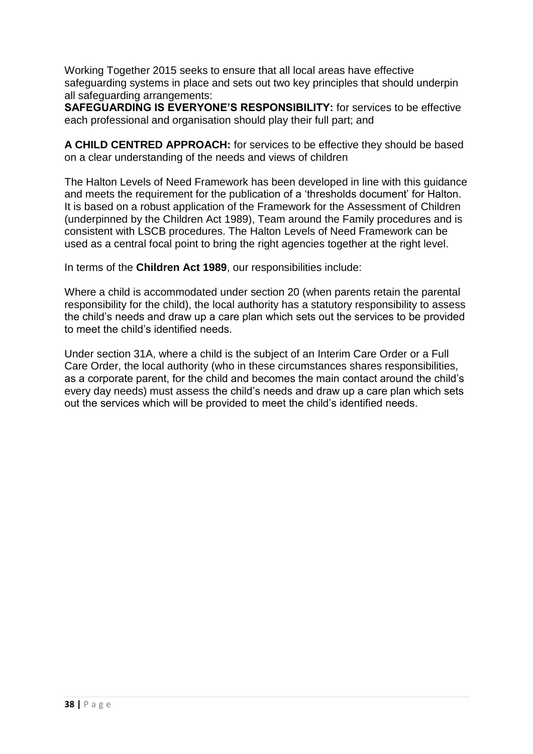Working Together 2015 seeks to ensure that all local areas have effective safeguarding systems in place and sets out two key principles that should underpin all safeguarding arrangements:

**SAFEGUARDING IS EVERYONE'S RESPONSIBILITY:** for services to be effective each professional and organisation should play their full part; and

**A CHILD CENTRED APPROACH:** for services to be effective they should be based on a clear understanding of the needs and views of children

The Halton Levels of Need Framework has been developed in line with this guidance and meets the requirement for the publication of a 'thresholds document' for Halton. It is based on a robust application of the Framework for the Assessment of Children (underpinned by the Children Act 1989), Team around the Family procedures and is consistent with LSCB procedures. The Halton Levels of Need Framework can be used as a central focal point to bring the right agencies together at the right level.

In terms of the **Children Act 1989**, our responsibilities include:

Where a child is accommodated under section 20 (when parents retain the parental responsibility for the child), the local authority has a statutory responsibility to assess the child's needs and draw up a care plan which sets out the services to be provided to meet the child's identified needs.

Under section 31A, where a child is the subject of an Interim Care Order or a Full Care Order, the local authority (who in these circumstances shares responsibilities, as a corporate parent, for the child and becomes the main contact around the child's every day needs) must assess the child's needs and draw up a care plan which sets out the services which will be provided to meet the child's identified needs.